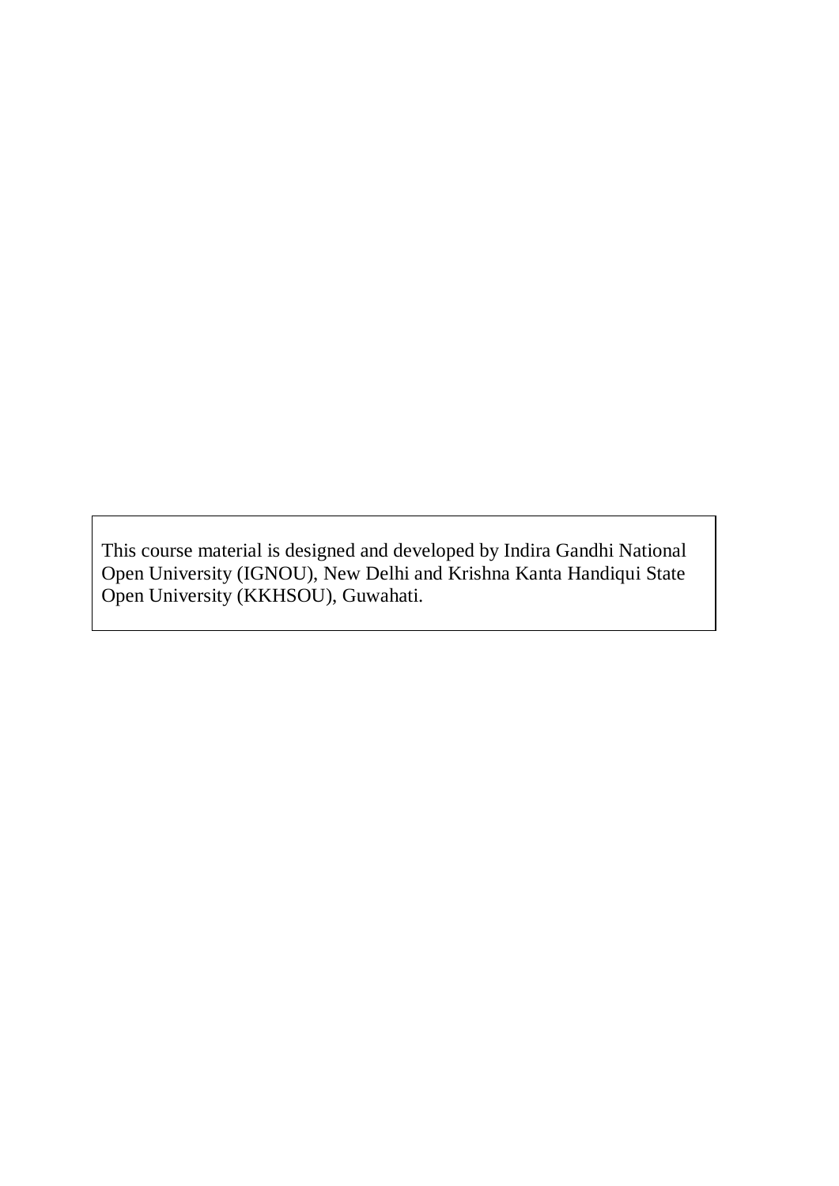This course material is designed and developed by Indira Gandhi National Open University (IGNOU), New Delhi and Krishna Kanta Handiqui State Open University (KKHSOU), Guwahati.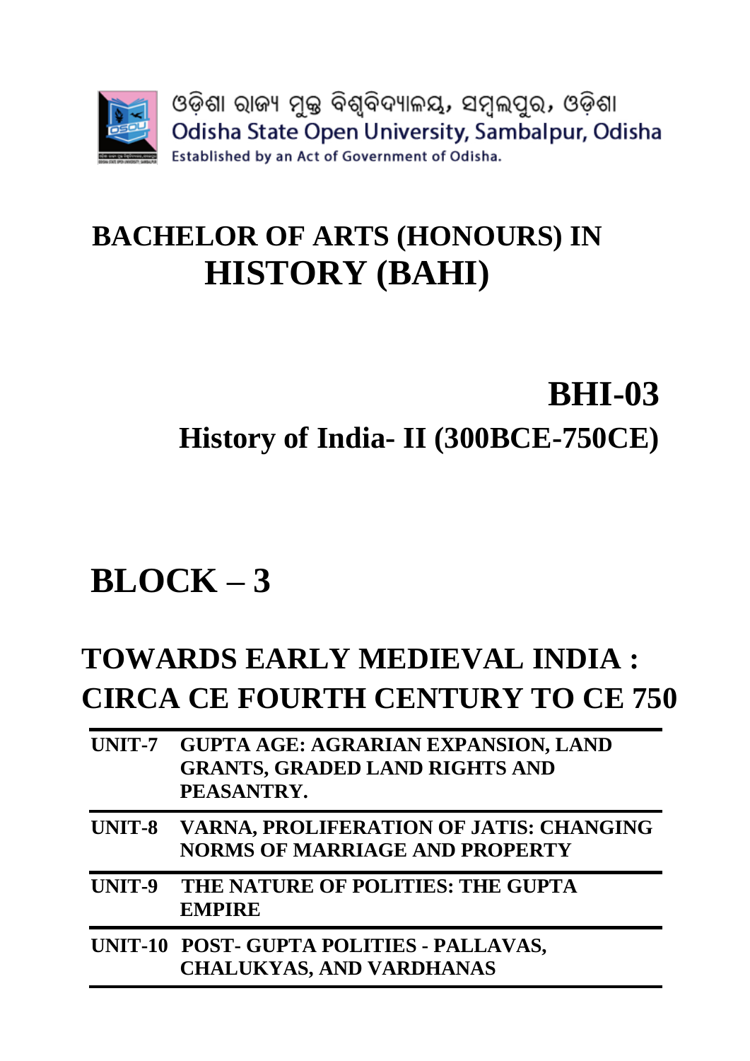ଓଡ଼ିଶା ରାଜ୍ୟ ମୁକ୍ତ ବିଶ୍ୱବିଦ୍ୟାଳୟ, ସମ୍ବଲପୁର, ଓଡ଼ିଶା

Odisha State Open University, Sambalpur, Odisha

Established by an Act of Government of Odisha.

# BACHELOR OF ARTS (HONOURS) IN HISTORY (BAHI)

# BHI-03

## History of India- II (300BCE-750CE)

# BLOCK – 3

## TOWARDS EARLY MEDIEVAL INDIA : CIRCA CE FOURTH CENTURY TO CE 750

| | |
|---|---|
| **UNIT-7** | **GUPTA AGE: AGRARIAN EXPANSION, LAND GRANTS, GRADED LAND RIGHTS AND PEASANTRY.** |
| **UNIT-8** | **VARNA, PROLIFERATION OF JATIS: CHANGING NORMS OF MARRIAGE AND PROPERTY** |
| **UNIT-9** | **THE NATURE OF POLITIES: THE GUPTA EMPIRE** |
| **UNIT-10** | **POST- GUPTA POLITIES - PALLAVAS, CHALUKYAS, AND VARDHANAS** |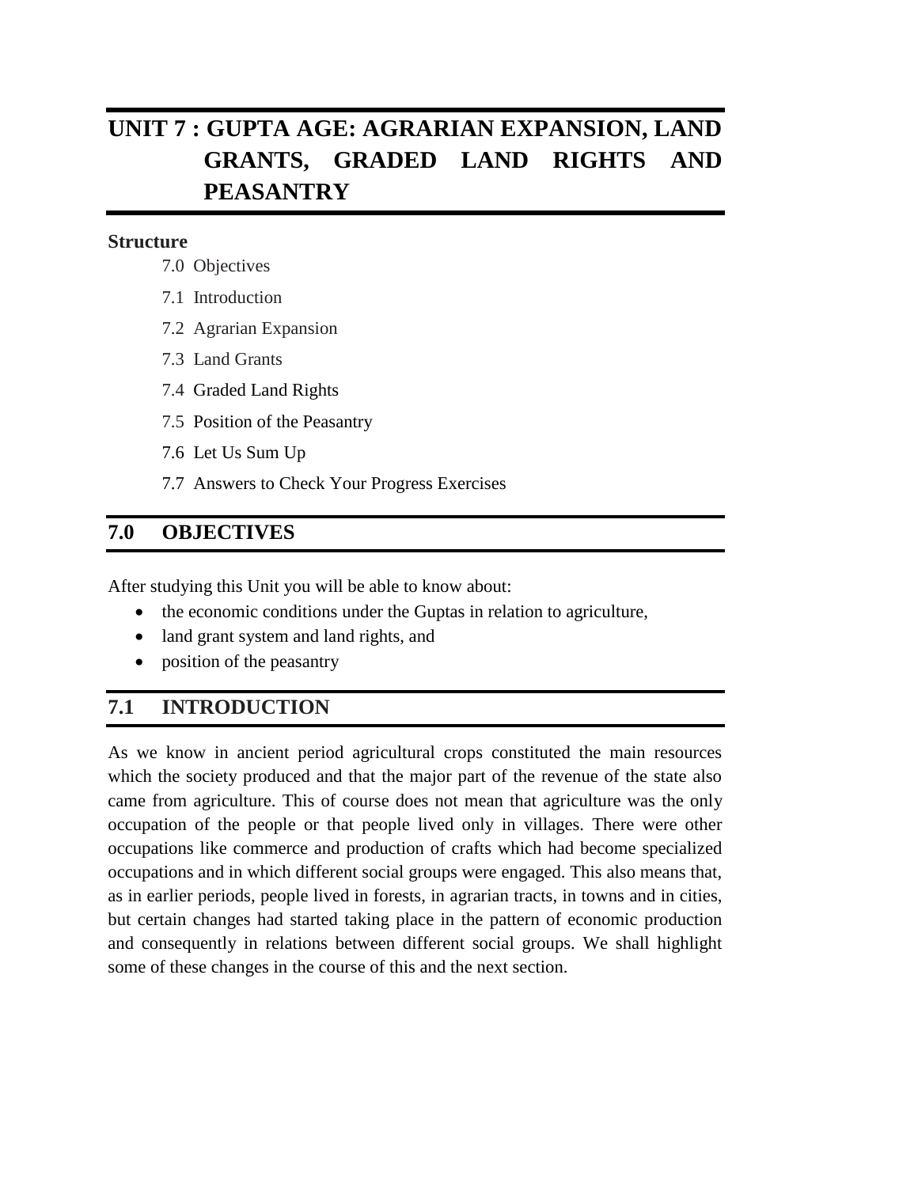# UNIT 7 : GUPTA AGE: AGRARIAN EXPANSION, LAND GRANTS, GRADED LAND RIGHTS AND PEASANTRY

**Structure**

7.0 Objectives

7.1 Introduction

7.2 Agrarian Expansion

7.3 Land Grants

7.4 Graded Land Rights

7.5 Position of the Peasantry

7.6 Let Us Sum Up

7.7 Answers to Check Your Progress Exercises

## 7.0 OBJECTIVES

After studying this Unit you will be able to know about:

- the economic conditions under the Guptas in relation to agriculture,
- land grant system and land rights, and
- position of the peasantry

## 7.1 INTRODUCTION

As we know in ancient period agricultural crops constituted the main resources which the society produced and that the major part of the revenue of the state also came from agriculture. This of course does not mean that agriculture was the only occupation of the people or that people lived only in villages. There were other occupations like commerce and production of crafts which had become specialized occupations and in which different social groups were engaged. This also means that, as in earlier periods, people lived in forests, in agrarian tracts, in towns and in cities, but certain changes had started taking place in the pattern of economic production and consequently in relations between different social groups. We shall highlight some of these changes in the course of this and the next section.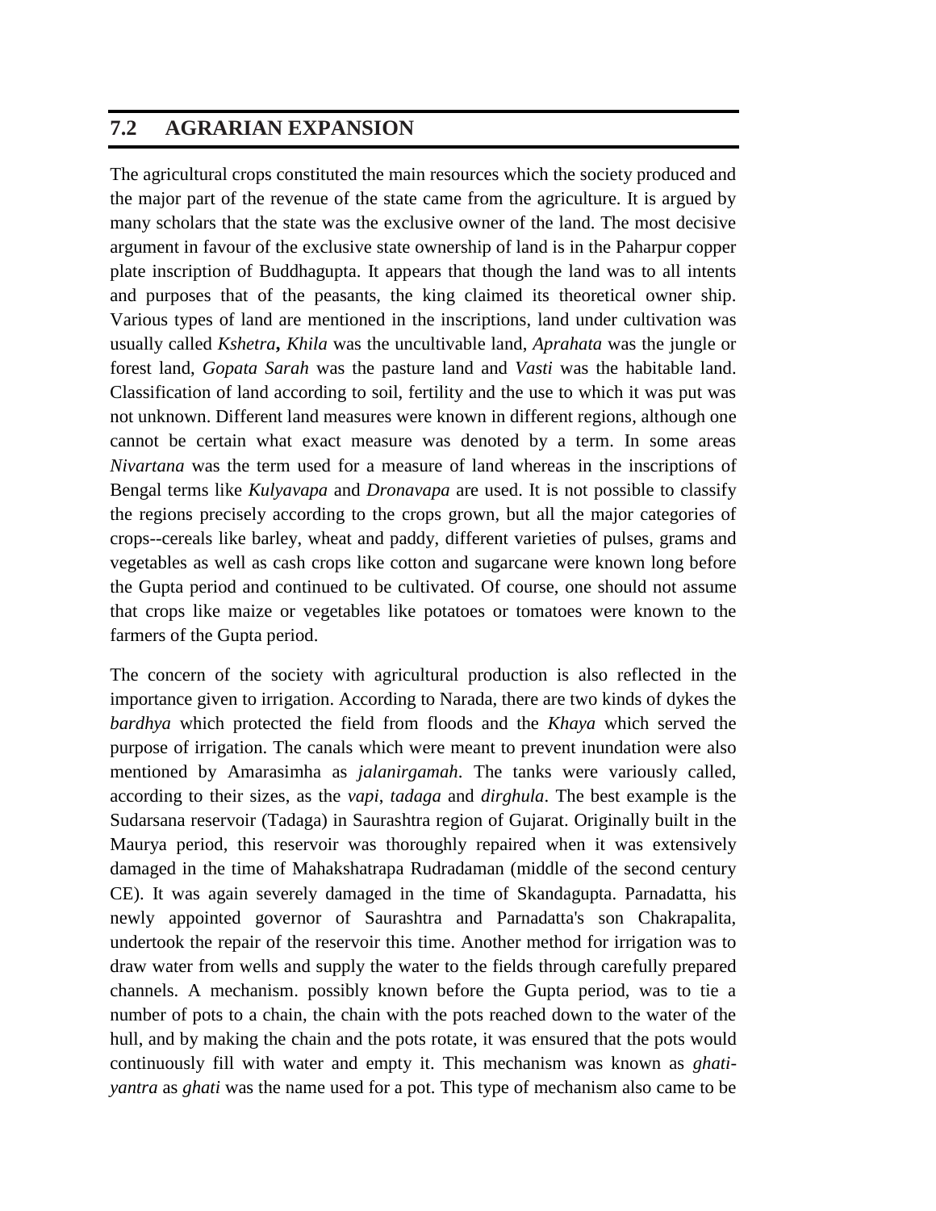## 7.2 AGRARIAN EXPANSION

The agricultural crops constituted the main resources which the society produced and the major part of the revenue of the state came from the agriculture. It is argued by many scholars that the state was the exclusive owner of the land. The most decisive argument in favour of the exclusive state ownership of land is in the Paharpur copper plate inscription of Buddhagupta. It appears that though the land was to all intents and purposes that of the peasants, the king claimed its theoretical owner ship. Various types of land are mentioned in the inscriptions, land under cultivation was usually called *Kshetra*, *Khila* was the uncultivable land, *Aprahata* was the jungle or forest land, *Gopata Sarah* was the pasture land and *Vasti* was the habitable land. Classification of land according to soil, fertility and the use to which it was put was not unknown. Different land measures were known in different regions, although one cannot be certain what exact measure was denoted by a term. In some areas *Nivartana* was the term used for a measure of land whereas in the inscriptions of Bengal terms like *Kulyavapa* and *Dronavapa* are used. It is not possible to classify the regions precisely according to the crops grown, but all the major categories of crops--cereals like barley, wheat and paddy, different varieties of pulses, grams and vegetables as well as cash crops like cotton and sugarcane were known long before the Gupta period and continued to be cultivated. Of course, one should not assume that crops like maize or vegetables like potatoes or tomatoes were known to the farmers of the Gupta period.

The concern of the society with agricultural production is also reflected in the importance given to irrigation. According to Narada, there are two kinds of dykes the *bardhya* which protected the field from floods and the *Khaya* which served the purpose of irrigation. The canals which were meant to prevent inundation were also mentioned by Amarasimha as *jalanirgamah*. The tanks were variously called, according to their sizes, as the *vapi*, *tadaga* and *dirghula*. The best example is the Sudarsana reservoir (Tadaga) in Saurashtra region of Gujarat. Originally built in the Maurya period, this reservoir was thoroughly repaired when it was extensively damaged in the time of Mahakshatrapa Rudradaman (middle of the second century CE). It was again severely damaged in the time of Skandagupta. Parnadatta, his newly appointed governor of Saurashtra and Parnadatta's son Chakrapalita, undertook the repair of the reservoir this time. Another method for irrigation was to draw water from wells and supply the water to the fields through carefully prepared channels. A mechanism. possibly known before the Gupta period, was to tie a number of pots to a chain, the chain with the pots reached down to the water of the hull, and by making the chain and the pots rotate, it was ensured that the pots would continuously fill with water and empty it. This mechanism was known as *ghati-yantra* as *ghati* was the name used for a pot. This type of mechanism also came to be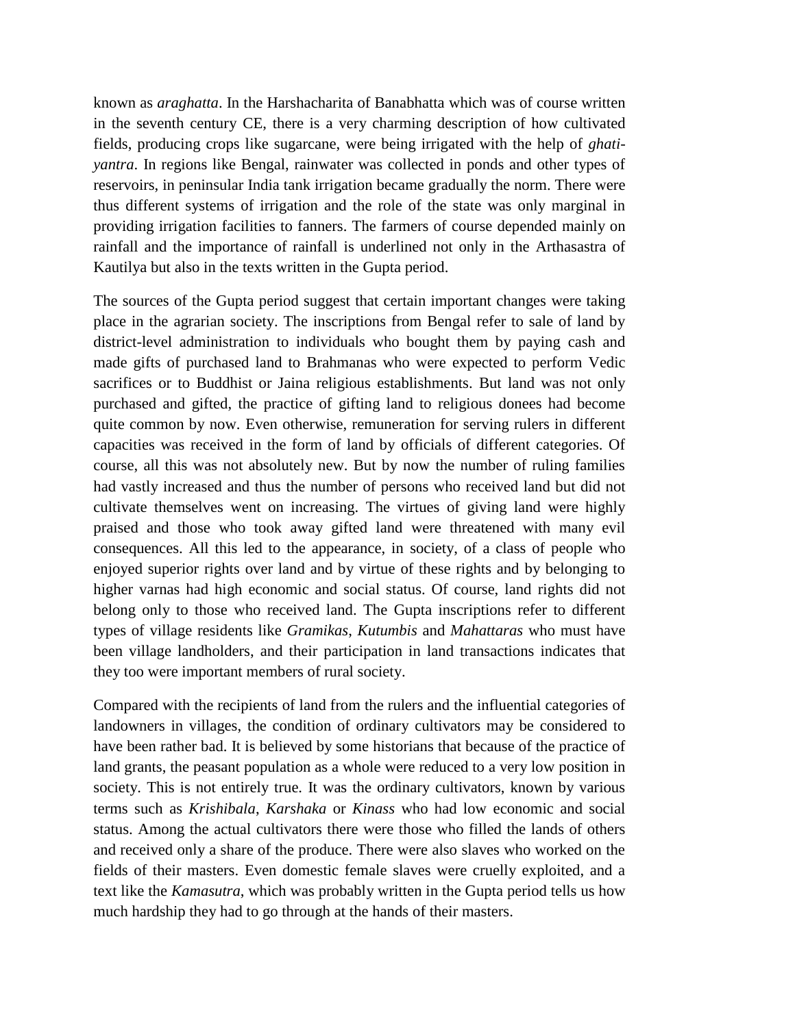known as *araghatta*. In the Harshacharita of Banabhatta which was of course written in the seventh century CE, there is a very charming description of how cultivated fields, producing crops like sugarcane, were being irrigated with the help of *ghati-yantra*. In regions like Bengal, rainwater was collected in ponds and other types of reservoirs, in peninsular India tank irrigation became gradually the norm. There were thus different systems of irrigation and the role of the state was only marginal in providing irrigation facilities to fanners. The farmers of course depended mainly on rainfall and the importance of rainfall is underlined not only in the Arthasastra of Kautilya but also in the texts written in the Gupta period.

The sources of the Gupta period suggest that certain important changes were taking place in the agrarian society. The inscriptions from Bengal refer to sale of land by district-level administration to individuals who bought them by paying cash and made gifts of purchased land to Brahmanas who were expected to perform Vedic sacrifices or to Buddhist or Jaina religious establishments. But land was not only purchased and gifted, the practice of gifting land to religious donees had become quite common by now. Even otherwise, remuneration for serving rulers in different capacities was received in the form of land by officials of different categories. Of course, all this was not absolutely new. But by now the number of ruling families had vastly increased and thus the number of persons who received land but did not cultivate themselves went on increasing. The virtues of giving land were highly praised and those who took away gifted land were threatened with many evil consequences. All this led to the appearance, in society, of a class of people who enjoyed superior rights over land and by virtue of these rights and by belonging to higher varnas had high economic and social status. Of course, land rights did not belong only to those who received land. The Gupta inscriptions refer to different types of village residents like *Gramikas*, *Kutumbis* and *Mahattaras* who must have been village landholders, and their participation in land transactions indicates that they too were important members of rural society.

Compared with the recipients of land from the rulers and the influential categories of landowners in villages, the condition of ordinary cultivators may be considered to have been rather bad. It is believed by some historians that because of the practice of land grants, the peasant population as a whole were reduced to a very low position in society. This is not entirely true. It was the ordinary cultivators, known by various terms such as *Krishibala*, *Karshaka* or *Kinass* who had low economic and social status. Among the actual cultivators there were those who filled the lands of others and received only a share of the produce. There were also slaves who worked on the fields of their masters. Even domestic female slaves were cruelly exploited, and a text like the *Kamasutra*, which was probably written in the Gupta period tells us how much hardship they had to go through at the hands of their masters.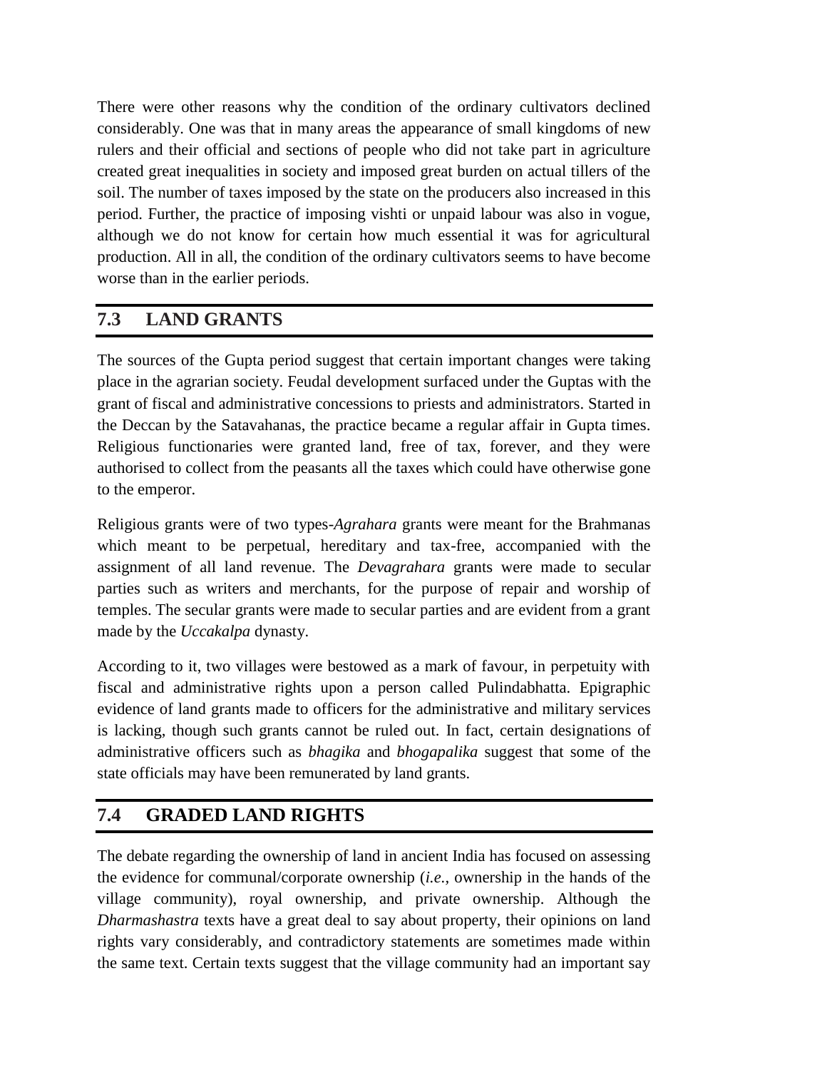There were other reasons why the condition of the ordinary cultivators declined considerably. One was that in many areas the appearance of small kingdoms of new rulers and their official and sections of people who did not take part in agriculture created great inequalities in society and imposed great burden on actual tillers of the soil. The number of taxes imposed by the state on the producers also increased in this period. Further, the practice of imposing vishti or unpaid labour was also in vogue, although we do not know for certain how much essential it was for agricultural production. All in all, the condition of the ordinary cultivators seems to have become worse than in the earlier periods.

## 7.3 LAND GRANTS

The sources of the Gupta period suggest that certain important changes were taking place in the agrarian society. Feudal development surfaced under the Guptas with the grant of fiscal and administrative concessions to priests and administrators. Started in the Deccan by the Satavahanas, the practice became a regular affair in Gupta times. Religious functionaries were granted land, free of tax, forever, and they were authorised to collect from the peasants all the taxes which could have otherwise gone to the emperor.

Religious grants were of two types-*Agrahara* grants were meant for the Brahmanas which meant to be perpetual, hereditary and tax-free, accompanied with the assignment of all land revenue. The *Devagrahara* grants were made to secular parties such as writers and merchants, for the purpose of repair and worship of temples. The secular grants were made to secular parties and are evident from a grant made by the *Uccakalpa* dynasty.

According to it, two villages were bestowed as a mark of favour, in perpetuity with fiscal and administrative rights upon a person called Pulindabhatta. Epigraphic evidence of land grants made to officers for the administrative and military services is lacking, though such grants cannot be ruled out. In fact, certain designations of administrative officers such as *bhagika* and *bhogapalika* suggest that some of the state officials may have been remunerated by land grants.

## 7.4 GRADED LAND RIGHTS

The debate regarding the ownership of land in ancient India has focused on assessing the evidence for communal/corporate ownership (*i.e.,* ownership in the hands of the village community), royal ownership, and private ownership. Although the *Dharmashastra* texts have a great deal to say about property, their opinions on land rights vary considerably, and contradictory statements are sometimes made within the same text. Certain texts suggest that the village community had an important say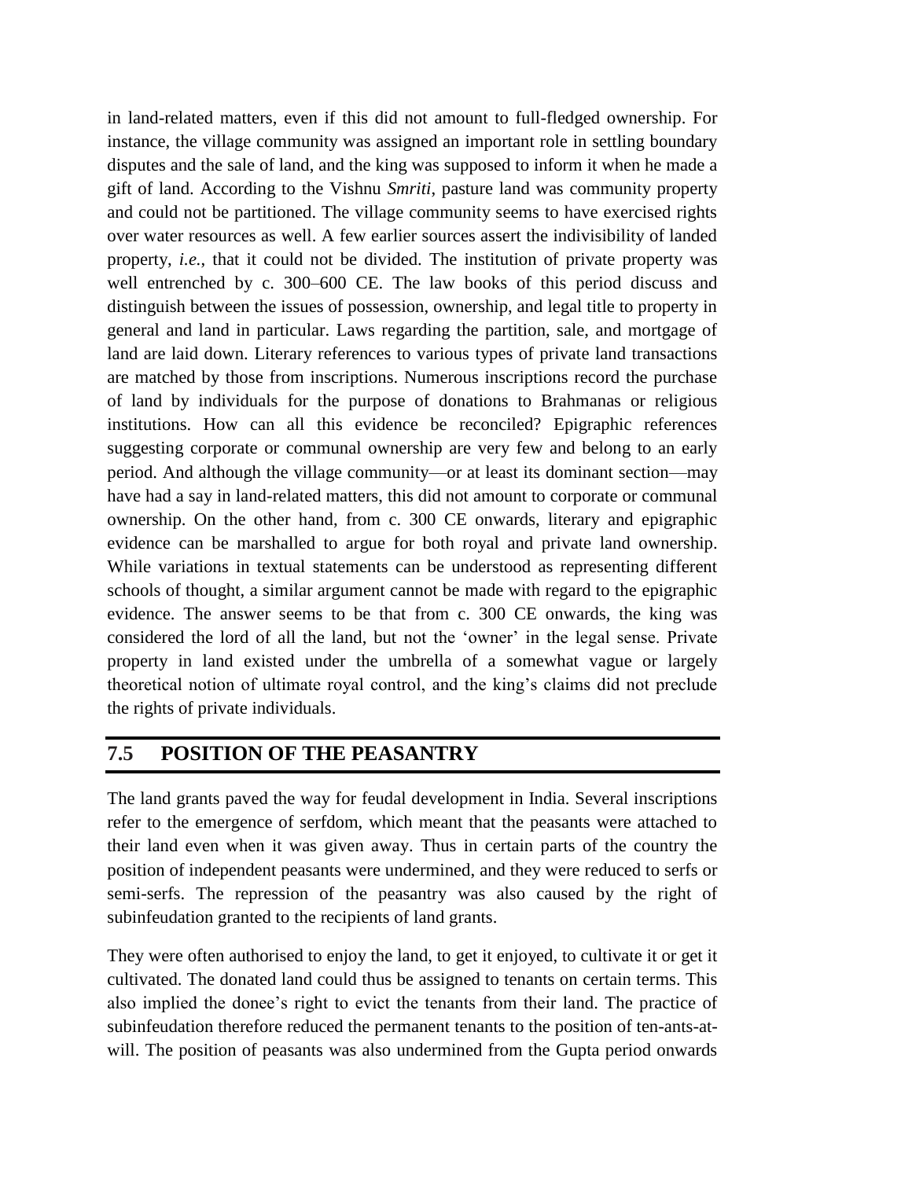in land-related matters, even if this did not amount to full-fledged ownership. For instance, the village community was assigned an important role in settling boundary disputes and the sale of land, and the king was supposed to inform it when he made a gift of land. According to the Vishnu *Smriti*, pasture land was community property and could not be partitioned. The village community seems to have exercised rights over water resources as well. A few earlier sources assert the indivisibility of landed property, *i.e.*, that it could not be divided. The institution of private property was well entrenched by c. 300–600 CE. The law books of this period discuss and distinguish between the issues of possession, ownership, and legal title to property in general and land in particular. Laws regarding the partition, sale, and mortgage of land are laid down. Literary references to various types of private land transactions are matched by those from inscriptions. Numerous inscriptions record the purchase of land by individuals for the purpose of donations to Brahmanas or religious institutions. How can all this evidence be reconciled? Epigraphic references suggesting corporate or communal ownership are very few and belong to an early period. And although the village community—or at least its dominant section—may have had a say in land-related matters, this did not amount to corporate or communal ownership. On the other hand, from c. 300 CE onwards, literary and epigraphic evidence can be marshalled to argue for both royal and private land ownership. While variations in textual statements can be understood as representing different schools of thought, a similar argument cannot be made with regard to the epigraphic evidence. The answer seems to be that from c. 300 CE onwards, the king was considered the lord of all the land, but not the 'owner' in the legal sense. Private property in land existed under the umbrella of a somewhat vague or largely theoretical notion of ultimate royal control, and the king's claims did not preclude the rights of private individuals.

## 7.5 POSITION OF THE PEASANTRY

The land grants paved the way for feudal development in India. Several inscriptions refer to the emergence of serfdom, which meant that the peasants were attached to their land even when it was given away. Thus in certain parts of the country the position of independent peasants were undermined, and they were reduced to serfs or semi-serfs. The repression of the peasantry was also caused by the right of subinfeudation granted to the recipients of land grants.

They were often authorised to enjoy the land, to get it enjoyed, to cultivate it or get it cultivated. The donated land could thus be assigned to tenants on certain terms. This also implied the donee's right to evict the tenants from their land. The practice of subinfeudation therefore reduced the permanent tenants to the position of ten-ants-at-will. The position of peasants was also undermined from the Gupta period onwards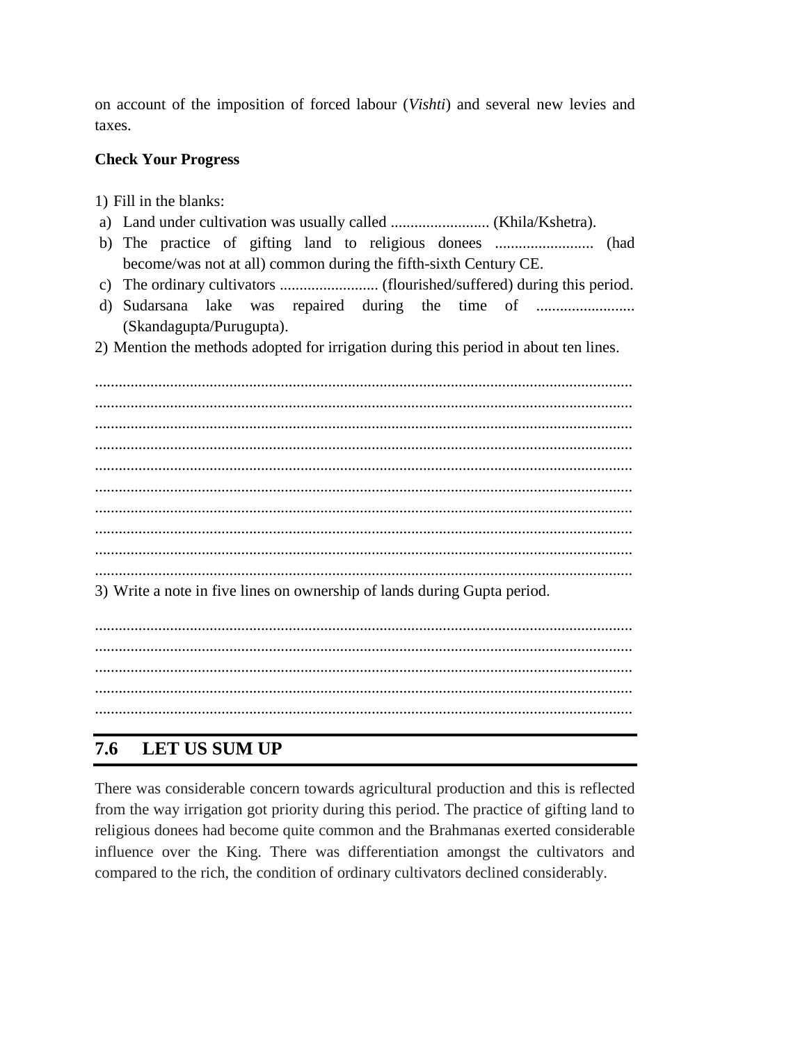on account of the imposition of forced labour (*Vishti*) and several new levies and taxes.

**Check Your Progress**

1) Fill in the blanks:

a) Land under cultivation was usually called ......................... (Khila/Kshetra).

b) The practice of gifting land to religious donees ......................... (had become/was not at all) common during the fifth-sixth Century CE.

c) The ordinary cultivators ......................... (flourished/suffered) during this period.

d) Sudarsana lake was repaired during the time of ......................... (Skandagupta/Purugupta).

2) Mention the methods adopted for irrigation during this period in about ten lines.

..........................................................................................................................
..........................................................................................................................
..........................................................................................................................
..........................................................................................................................
..........................................................................................................................
..........................................................................................................................
..........................................................................................................................
..........................................................................................................................
..........................................................................................................................
..........................................................................................................................

3) Write a note in five lines on ownership of lands during Gupta period.

..........................................................................................................................
..........................................................................................................................
..........................................................................................................................
..........................................................................................................................
..........................................................................................................................

## 7.6 LET US SUM UP

There was considerable concern towards agricultural production and this is reflected from the way irrigation got priority during this period. The practice of gifting land to religious donees had become quite common and the Brahmanas exerted considerable influence over the King. There was differentiation amongst the cultivators and compared to the rich, the condition of ordinary cultivators declined considerably.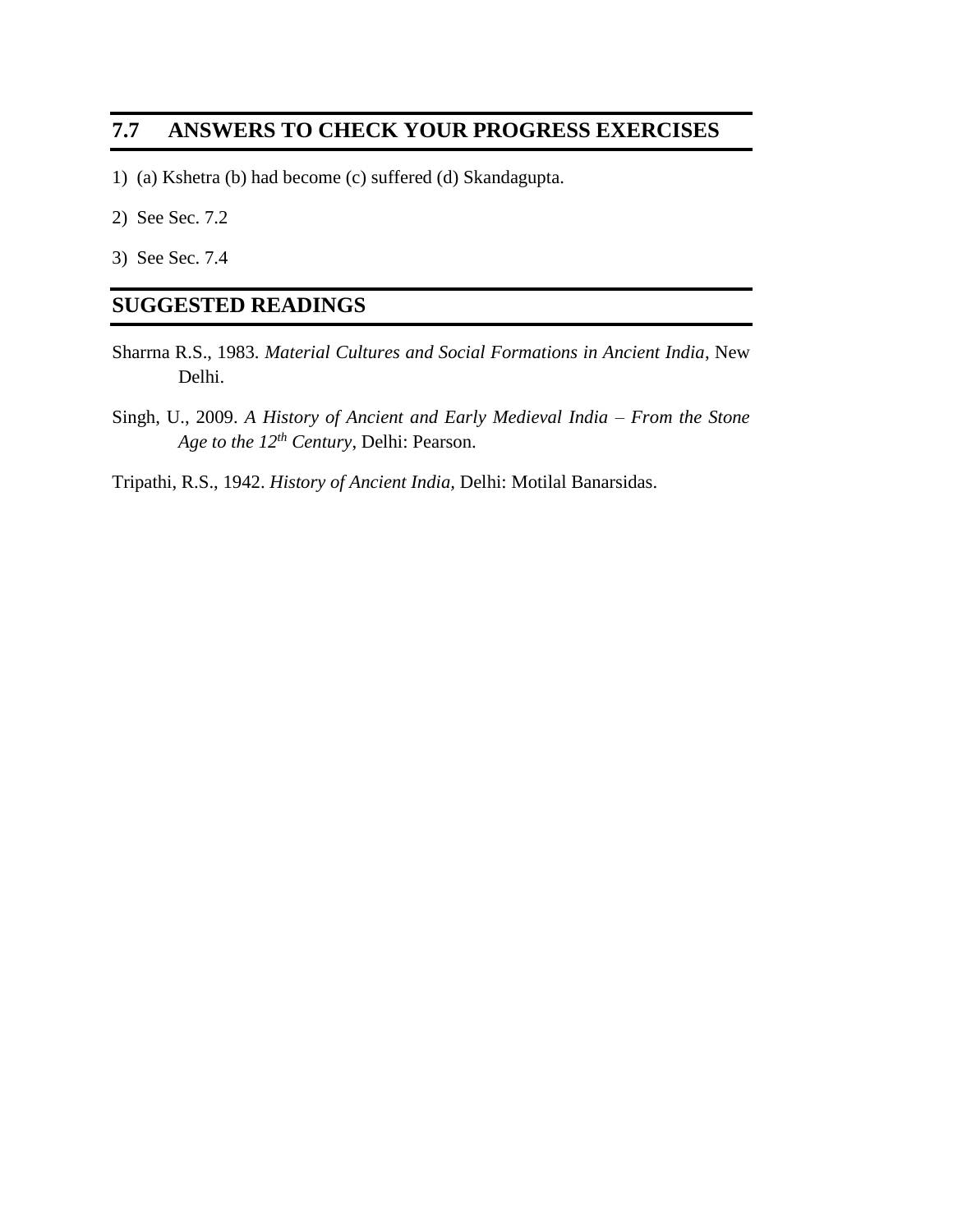## 7.7 ANSWERS TO CHECK YOUR PROGRESS EXERCISES

1) (a) Kshetra (b) had become (c) suffered (d) Skandagupta.

2) See Sec. 7.2

3) See Sec. 7.4

## SUGGESTED READINGS

Sharrna R.S., 1983. *Material Cultures and Social Formations in Ancient India*, New Delhi.

Singh, U., 2009. *A History of Ancient and Early Medieval India – From the Stone Age to the 12th Century*, Delhi: Pearson.

Tripathi, R.S., 1942. *History of Ancient India,* Delhi: Motilal Banarsidas.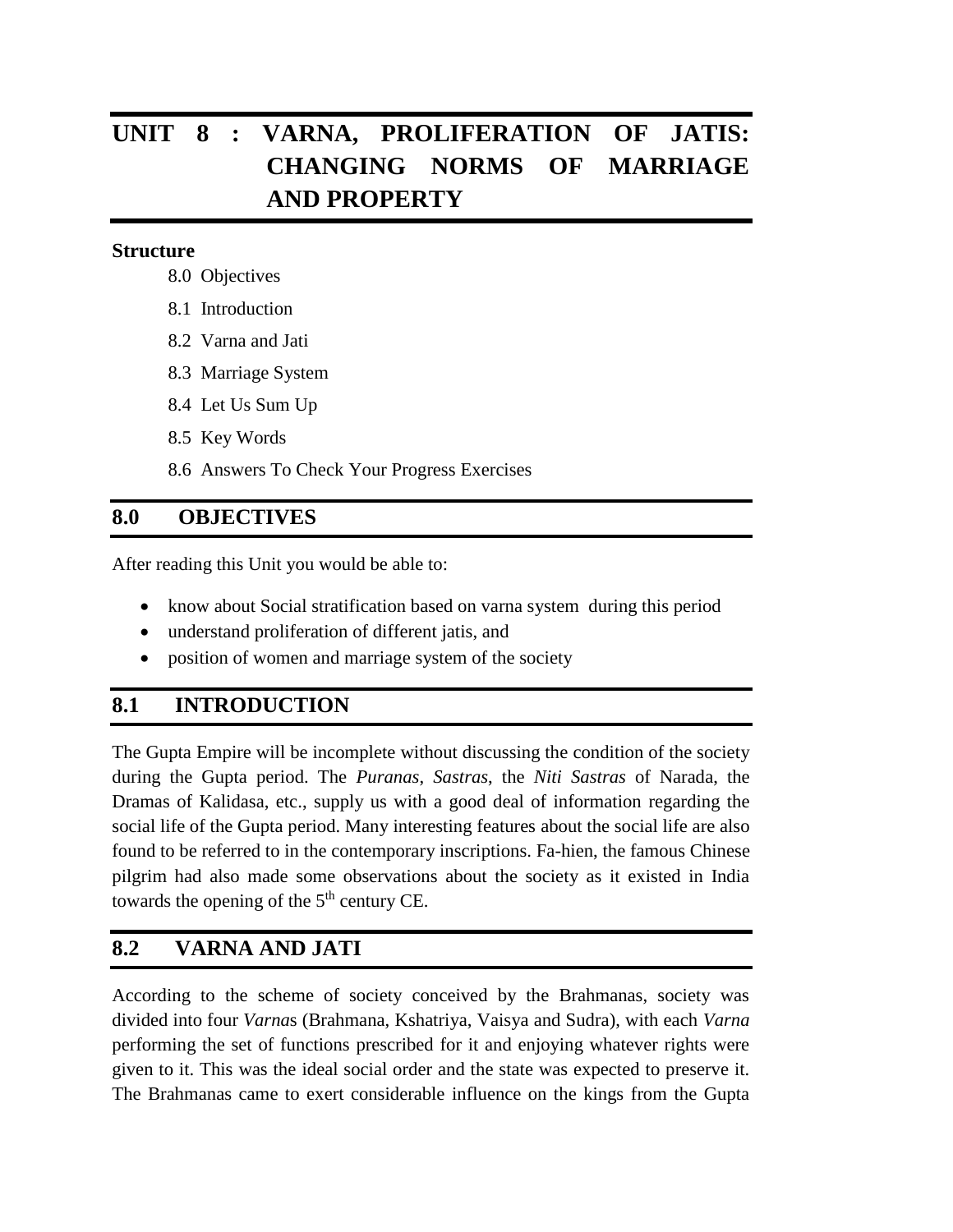# UNIT 8 : VARNA, PROLIFERATION OF JATIS: CHANGING NORMS OF MARRIAGE AND PROPERTY

**Structure**

- 8.0 Objectives
- 8.1 Introduction
- 8.2 Varna and Jati
- 8.3 Marriage System
- 8.4 Let Us Sum Up
- 8.5 Key Words
- 8.6 Answers To Check Your Progress Exercises

## 8.0 OBJECTIVES

After reading this Unit you would be able to:

- know about Social stratification based on varna system during this period
- understand proliferation of different jatis, and
- position of women and marriage system of the society

## 8.1 INTRODUCTION

The Gupta Empire will be incomplete without discussing the condition of the society during the Gupta period. The *Puranas*, *Sastras*, the *Niti Sastras* of Narada, the Dramas of Kalidasa, etc., supply us with a good deal of information regarding the social life of the Gupta period. Many interesting features about the social life are also found to be referred to in the contemporary inscriptions. Fa-hien, the famous Chinese pilgrim had also made some observations about the society as it existed in India towards the opening of the 5th century CE.

## 8.2 VARNA AND JATI

According to the scheme of society conceived by the Brahmanas, society was divided into four *Varna*s (Brahmana, Kshatriya, Vaisya and Sudra), with each *Varna* performing the set of functions prescribed for it and enjoying whatever rights were given to it. This was the ideal social order and the state was expected to preserve it. The Brahmanas came to exert considerable influence on the kings from the Gupta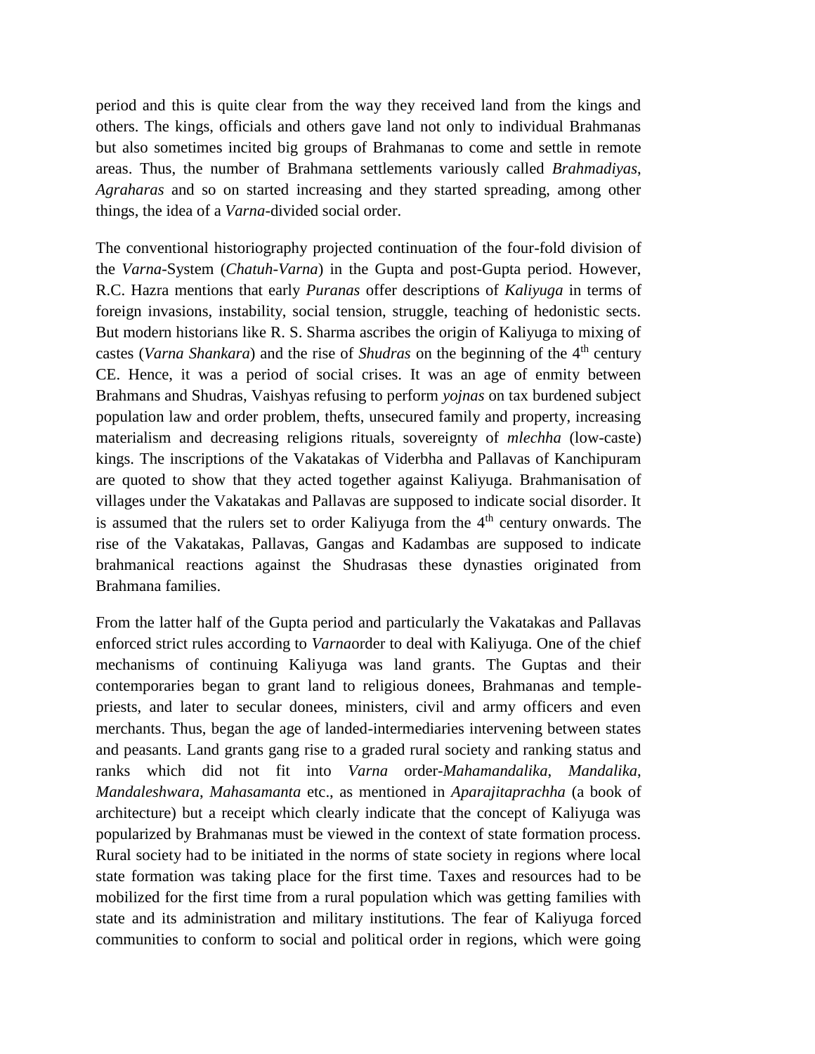period and this is quite clear from the way they received land from the kings and others. The kings, officials and others gave land not only to individual Brahmanas but also sometimes incited big groups of Brahmanas to come and settle in remote areas. Thus, the number of Brahmana settlements variously called *Brahmadiyas*, *Agraharas* and so on started increasing and they started spreading, among other things, the idea of a *Varna*-divided social order.

The conventional historiography projected continuation of the four-fold division of the *Varna*-System (*Chatuh-Varna*) in the Gupta and post-Gupta period. However, R.C. Hazra mentions that early *Puranas* offer descriptions of *Kaliyuga* in terms of foreign invasions, instability, social tension, struggle, teaching of hedonistic sects. But modern historians like R. S. Sharma ascribes the origin of Kaliyuga to mixing of castes (*Varna Shankara*) and the rise of *Shudras* on the beginning of the 4th century CE. Hence, it was a period of social crises. It was an age of enmity between Brahmans and Shudras, Vaishyas refusing to perform *yojnas* on tax burdened subject population law and order problem, thefts, unsecured family and property, increasing materialism and decreasing religions rituals, sovereignty of *mlechha* (low-caste) kings. The inscriptions of the Vakatakas of Viderbha and Pallavas of Kanchipuram are quoted to show that they acted together against Kaliyuga. Brahmanisation of villages under the Vakatakas and Pallavas are supposed to indicate social disorder. It is assumed that the rulers set to order Kaliyuga from the 4th century onwards. The rise of the Vakatakas, Pallavas, Gangas and Kadambas are supposed to indicate brahmanical reactions against the Shudrasas these dynasties originated from Brahmana families.

From the latter half of the Gupta period and particularly the Vakatakas and Pallavas enforced strict rules according to *Varna*order to deal with Kaliyuga. One of the chief mechanisms of continuing Kaliyuga was land grants. The Guptas and their contemporaries began to grant land to religious donees, Brahmanas and temple-priests, and later to secular donees, ministers, civil and army officers and even merchants. Thus, began the age of landed-intermediaries intervening between states and peasants. Land grants gang rise to a graded rural society and ranking status and ranks which did not fit into *Varna* order-*Mahamandalika*, *Mandalika*, *Mandaleshwara*, *Mahasamanta* etc., as mentioned in *Aparajitaprachha* (a book of architecture) but a receipt which clearly indicate that the concept of Kaliyuga was popularized by Brahmanas must be viewed in the context of state formation process. Rural society had to be initiated in the norms of state society in regions where local state formation was taking place for the first time. Taxes and resources had to be mobilized for the first time from a rural population which was getting families with state and its administration and military institutions. The fear of Kaliyuga forced communities to conform to social and political order in regions, which were going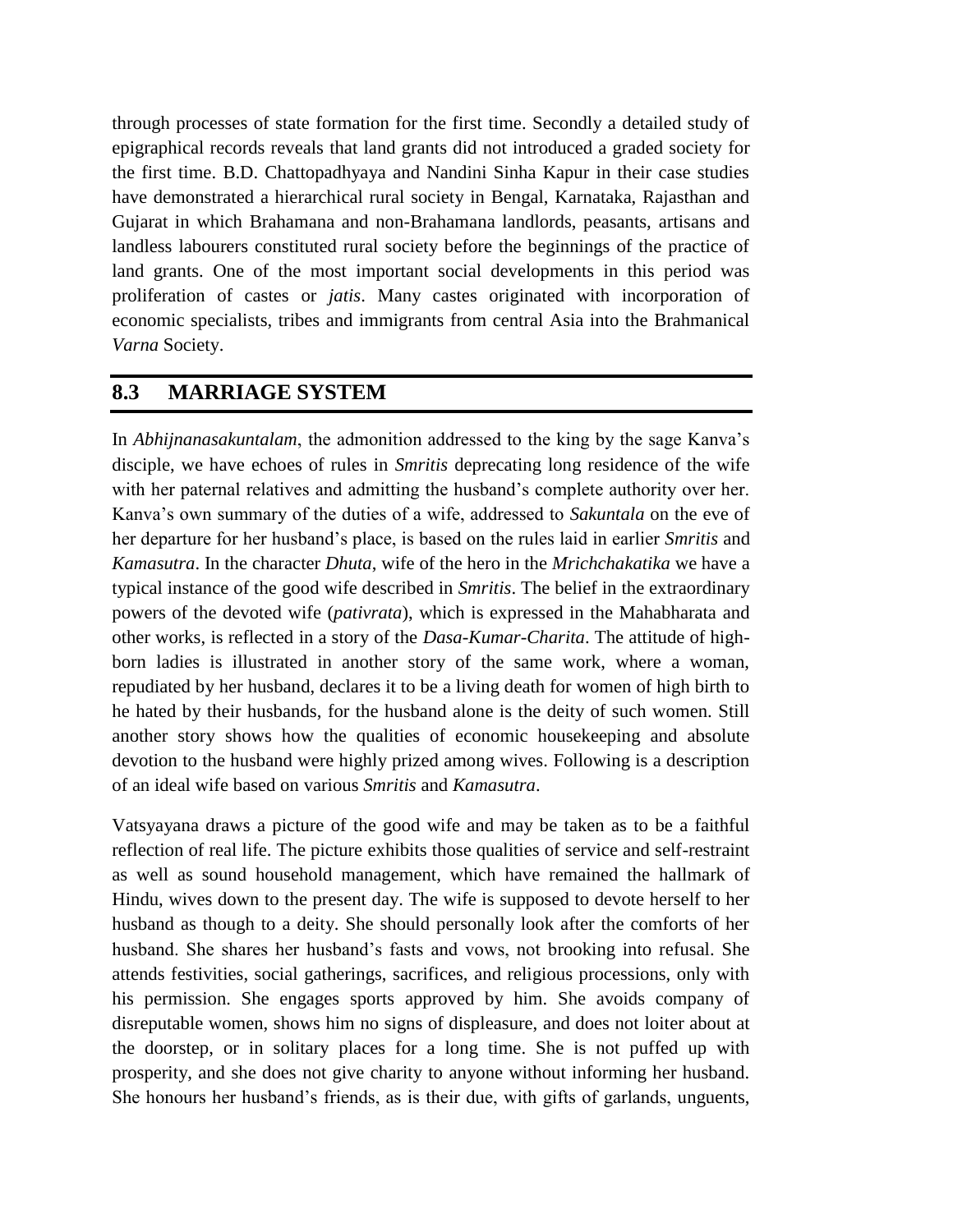through processes of state formation for the first time. Secondly a detailed study of epigraphical records reveals that land grants did not introduced a graded society for the first time. B.D. Chattopadhyaya and Nandini Sinha Kapur in their case studies have demonstrated a hierarchical rural society in Bengal, Karnataka, Rajasthan and Gujarat in which Brahamana and non-Brahamana landlords, peasants, artisans and landless labourers constituted rural society before the beginnings of the practice of land grants. One of the most important social developments in this period was proliferation of castes or *jatis*. Many castes originated with incorporation of economic specialists, tribes and immigrants from central Asia into the Brahmanical *Varna* Society.

## 8.3 MARRIAGE SYSTEM

In *Abhijnanasakuntalam*, the admonition addressed to the king by the sage Kanva's disciple, we have echoes of rules in *Smritis* deprecating long residence of the wife with her paternal relatives and admitting the husband's complete authority over her. Kanva's own summary of the duties of a wife, addressed to *Sakuntala* on the eve of her departure for her husband's place, is based on the rules laid in earlier *Smritis* and *Kamasutra*. In the character *Dhuta*, wife of the hero in the *Mrichchakatika* we have a typical instance of the good wife described in *Smritis*. The belief in the extraordinary powers of the devoted wife (*pativrata*), which is expressed in the Mahabharata and other works, is reflected in a story of the *Dasa-Kumar-Charita*. The attitude of high-born ladies is illustrated in another story of the same work, where a woman, repudiated by her husband, declares it to be a living death for women of high birth to he hated by their husbands, for the husband alone is the deity of such women. Still another story shows how the qualities of economic housekeeping and absolute devotion to the husband were highly prized among wives. Following is a description of an ideal wife based on various *Smritis* and *Kamasutra*.

Vatsyayana draws a picture of the good wife and may be taken as to be a faithful reflection of real life. The picture exhibits those qualities of service and self-restraint as well as sound household management, which have remained the hallmark of Hindu, wives down to the present day. The wife is supposed to devote herself to her husband as though to a deity. She should personally look after the comforts of her husband. She shares her husband's fasts and vows, not brooking into refusal. She attends festivities, social gatherings, sacrifices, and religious processions, only with his permission. She engages sports approved by him. She avoids company of disreputable women, shows him no signs of displeasure, and does not loiter about at the doorstep, or in solitary places for a long time. She is not puffed up with prosperity, and she does not give charity to anyone without informing her husband. She honours her husband's friends, as is their due, with gifts of garlands, unguents,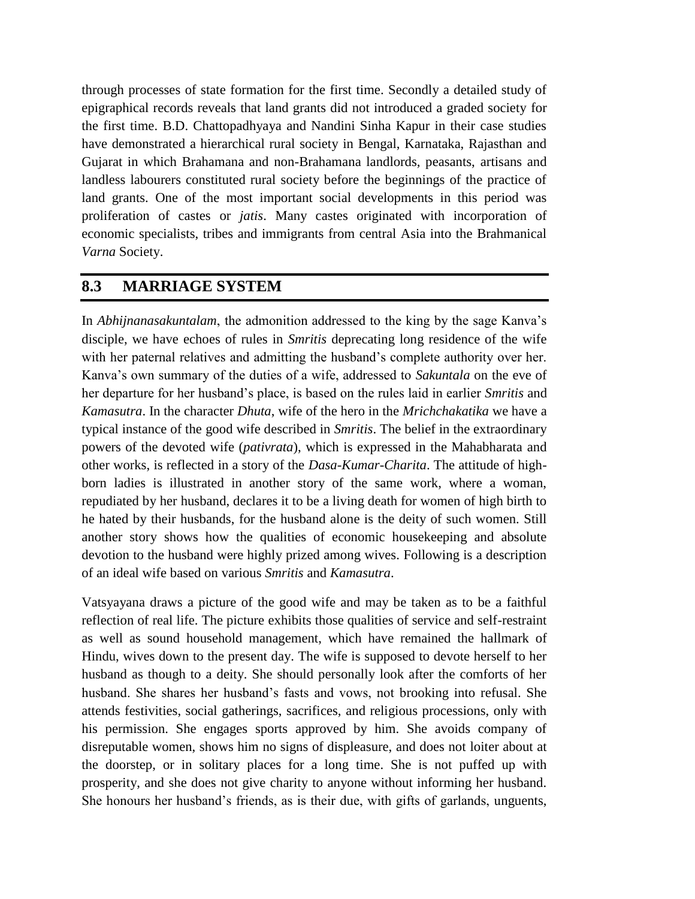through processes of state formation for the first time. Secondly a detailed study of epigraphical records reveals that land grants did not introduced a graded society for the first time. B.D. Chattopadhyaya and Nandini Sinha Kapur in their case studies have demonstrated a hierarchical rural society in Bengal, Karnataka, Rajasthan and Gujarat in which Brahamana and non-Brahamana landlords, peasants, artisans and landless labourers constituted rural society before the beginnings of the practice of land grants. One of the most important social developments in this period was proliferation of castes or *jatis*. Many castes originated with incorporation of economic specialists, tribes and immigrants from central Asia into the Brahmanical *Varna* Society.

## 8.3 MARRIAGE SYSTEM

In *Abhijnanasakuntalam*, the admonition addressed to the king by the sage Kanva's disciple, we have echoes of rules in *Smritis* deprecating long residence of the wife with her paternal relatives and admitting the husband's complete authority over her. Kanva's own summary of the duties of a wife, addressed to *Sakuntala* on the eve of her departure for her husband's place, is based on the rules laid in earlier *Smritis* and *Kamasutra*. In the character *Dhuta*, wife of the hero in the *Mrichchakatika* we have a typical instance of the good wife described in *Smritis*. The belief in the extraordinary powers of the devoted wife (*pativrata*), which is expressed in the Mahabharata and other works, is reflected in a story of the *Dasa-Kumar-Charita*. The attitude of high-born ladies is illustrated in another story of the same work, where a woman, repudiated by her husband, declares it to be a living death for women of high birth to he hated by their husbands, for the husband alone is the deity of such women. Still another story shows how the qualities of economic housekeeping and absolute devotion to the husband were highly prized among wives. Following is a description of an ideal wife based on various *Smritis* and *Kamasutra*.

Vatsyayana draws a picture of the good wife and may be taken as to be a faithful reflection of real life. The picture exhibits those qualities of service and self-restraint as well as sound household management, which have remained the hallmark of Hindu, wives down to the present day. The wife is supposed to devote herself to her husband as though to a deity. She should personally look after the comforts of her husband. She shares her husband's fasts and vows, not brooking into refusal. She attends festivities, social gatherings, sacrifices, and religious processions, only with his permission. She engages sports approved by him. She avoids company of disreputable women, shows him no signs of displeasure, and does not loiter about at the doorstep, or in solitary places for a long time. She is not puffed up with prosperity, and she does not give charity to anyone without informing her husband. She honours her husband's friends, as is their due, with gifts of garlands, unguents,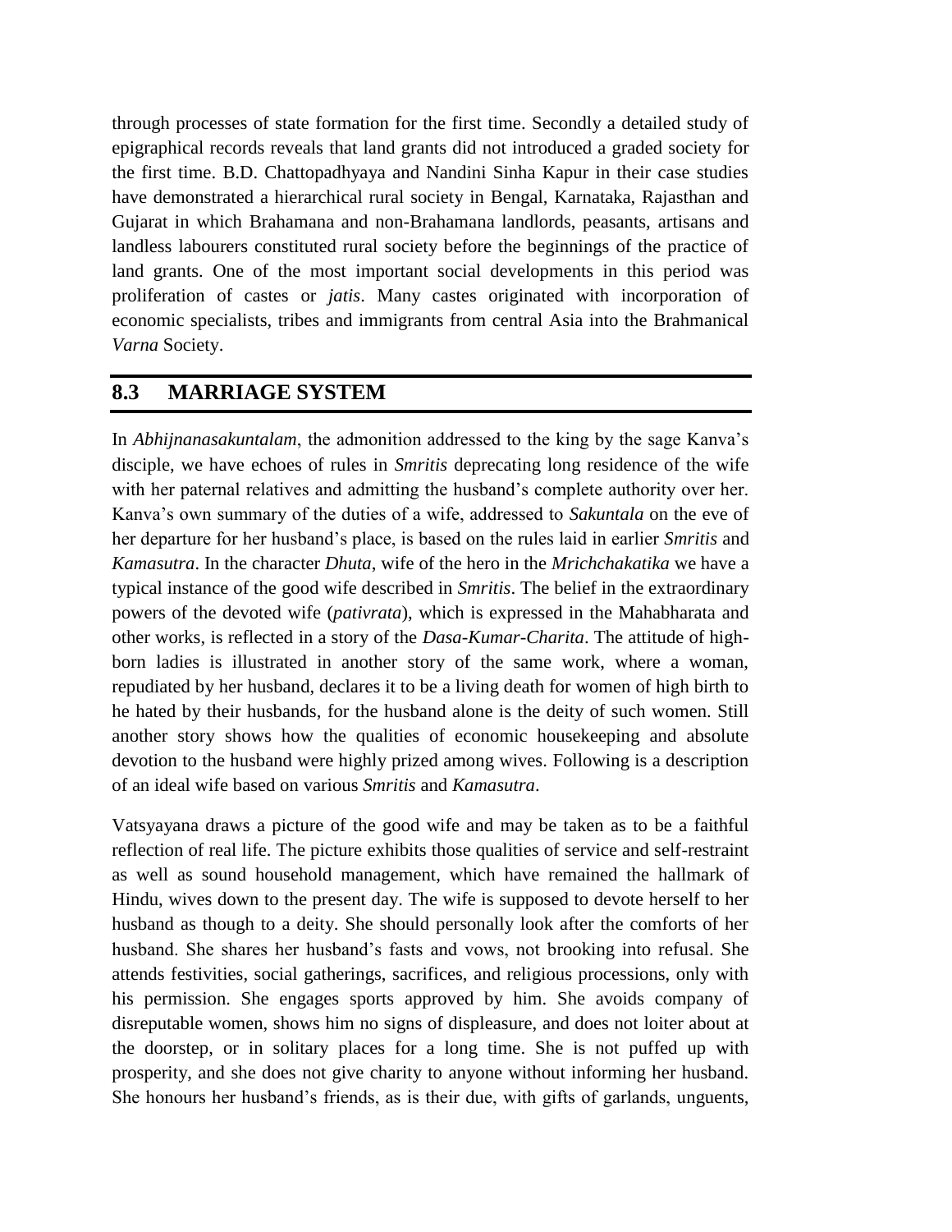through processes of state formation for the first time. Secondly a detailed study of epigraphical records reveals that land grants did not introduced a graded society for the first time. B.D. Chattopadhyaya and Nandini Sinha Kapur in their case studies have demonstrated a hierarchical rural society in Bengal, Karnataka, Rajasthan and Gujarat in which Brahamana and non-Brahamana landlords, peasants, artisans and landless labourers constituted rural society before the beginnings of the practice of land grants. One of the most important social developments in this period was proliferation of castes or *jatis*. Many castes originated with incorporation of economic specialists, tribes and immigrants from central Asia into the Brahmanical *Varna* Society.

## 8.3 MARRIAGE SYSTEM

In *Abhijnanasakuntalam*, the admonition addressed to the king by the sage Kanva's disciple, we have echoes of rules in *Smritis* deprecating long residence of the wife with her paternal relatives and admitting the husband's complete authority over her. Kanva's own summary of the duties of a wife, addressed to *Sakuntala* on the eve of her departure for her husband's place, is based on the rules laid in earlier *Smritis* and *Kamasutra*. In the character *Dhuta*, wife of the hero in the *Mrichchakatika* we have a typical instance of the good wife described in *Smritis*. The belief in the extraordinary powers of the devoted wife (*pativrata*), which is expressed in the Mahabharata and other works, is reflected in a story of the *Dasa-Kumar-Charita*. The attitude of high-born ladies is illustrated in another story of the same work, where a woman, repudiated by her husband, declares it to be a living death for women of high birth to he hated by their husbands, for the husband alone is the deity of such women. Still another story shows how the qualities of economic housekeeping and absolute devotion to the husband were highly prized among wives. Following is a description of an ideal wife based on various *Smritis* and *Kamasutra*.

Vatsyayana draws a picture of the good wife and may be taken as to be a faithful reflection of real life. The picture exhibits those qualities of service and self-restraint as well as sound household management, which have remained the hallmark of Hindu, wives down to the present day. The wife is supposed to devote herself to her husband as though to a deity. She should personally look after the comforts of her husband. She shares her husband's fasts and vows, not brooking into refusal. She attends festivities, social gatherings, sacrifices, and religious processions, only with his permission. She engages sports approved by him. She avoids company of disreputable women, shows him no signs of displeasure, and does not loiter about at the doorstep, or in solitary places for a long time. She is not puffed up with prosperity, and she does not give charity to anyone without informing her husband. She honours her husband's friends, as is their due, with gifts of garlands, unguents,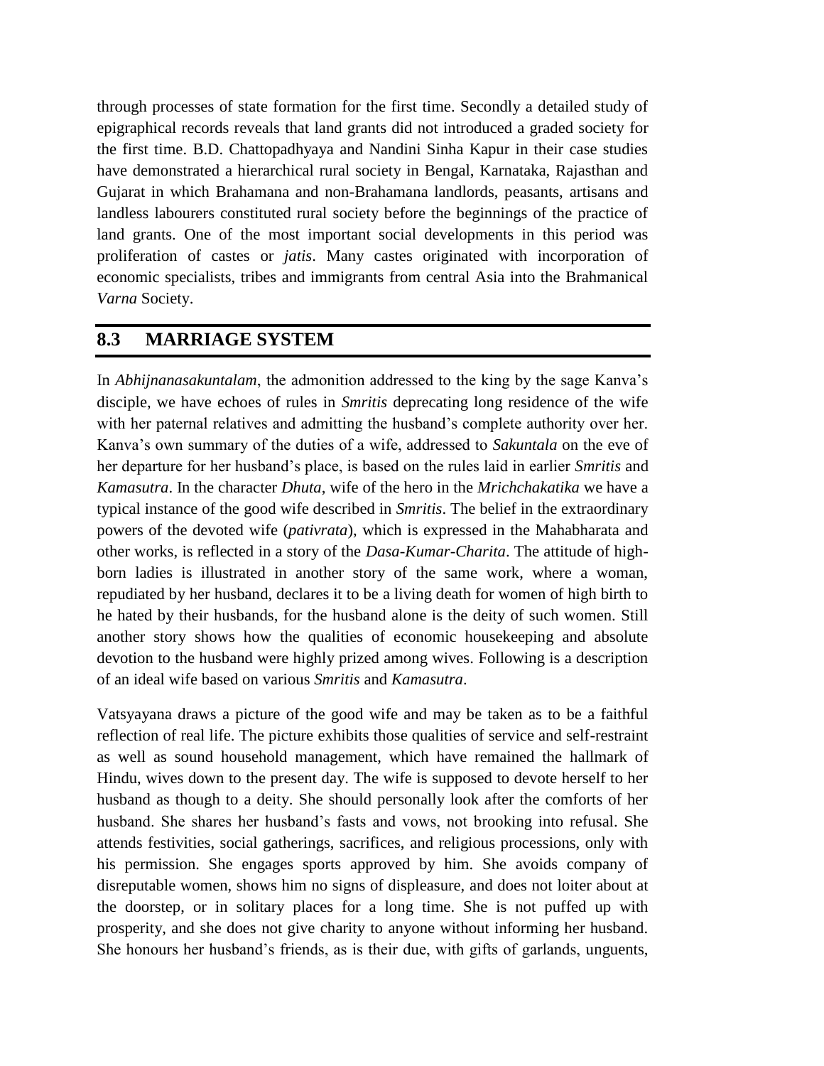through processes of state formation for the first time. Secondly a detailed study of epigraphical records reveals that land grants did not introduced a graded society for the first time. B.D. Chattopadhyaya and Nandini Sinha Kapur in their case studies have demonstrated a hierarchical rural society in Bengal, Karnataka, Rajasthan and Gujarat in which Brahamana and non-Brahamana landlords, peasants, artisans and landless labourers constituted rural society before the beginnings of the practice of land grants. One of the most important social developments in this period was proliferation of castes or *jatis*. Many castes originated with incorporation of economic specialists, tribes and immigrants from central Asia into the Brahmanical *Varna* Society.

## 8.3 MARRIAGE SYSTEM

In *Abhijnanasakuntalam*, the admonition addressed to the king by the sage Kanva's disciple, we have echoes of rules in *Smritis* deprecating long residence of the wife with her paternal relatives and admitting the husband's complete authority over her. Kanva's own summary of the duties of a wife, addressed to *Sakuntala* on the eve of her departure for her husband's place, is based on the rules laid in earlier *Smritis* and *Kamasutra*. In the character *Dhuta*, wife of the hero in the *Mrichchakatika* we have a typical instance of the good wife described in *Smritis*. The belief in the extraordinary powers of the devoted wife (*pativrata*), which is expressed in the Mahabharata and other works, is reflected in a story of the *Dasa-Kumar-Charita*. The attitude of high-born ladies is illustrated in another story of the same work, where a woman, repudiated by her husband, declares it to be a living death for women of high birth to he hated by their husbands, for the husband alone is the deity of such women. Still another story shows how the qualities of economic housekeeping and absolute devotion to the husband were highly prized among wives. Following is a description of an ideal wife based on various *Smritis* and *Kamasutra*.

Vatsyayana draws a picture of the good wife and may be taken as to be a faithful reflection of real life. The picture exhibits those qualities of service and self-restraint as well as sound household management, which have remained the hallmark of Hindu, wives down to the present day. The wife is supposed to devote herself to her husband as though to a deity. She should personally look after the comforts of her husband. She shares her husband's fasts and vows, not brooking into refusal. She attends festivities, social gatherings, sacrifices, and religious processions, only with his permission. She engages sports approved by him. She avoids company of disreputable women, shows him no signs of displeasure, and does not loiter about at the doorstep, or in solitary places for a long time. She is not puffed up with prosperity, and she does not give charity to anyone without informing her husband. She honours her husband's friends, as is their due, with gifts of garlands, unguents,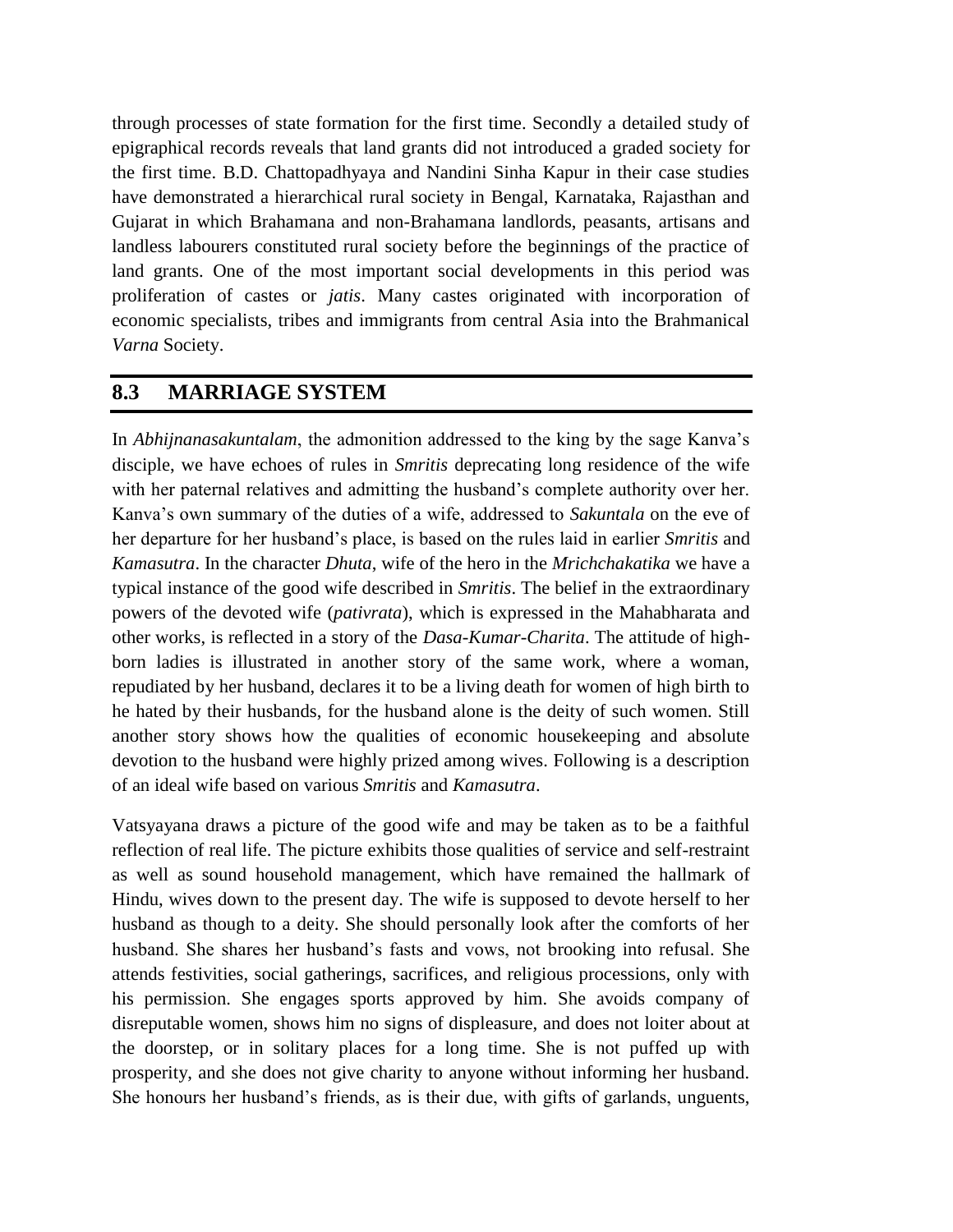through processes of state formation for the first time. Secondly a detailed study of epigraphical records reveals that land grants did not introduced a graded society for the first time. B.D. Chattopadhyaya and Nandini Sinha Kapur in their case studies have demonstrated a hierarchical rural society in Bengal, Karnataka, Rajasthan and Gujarat in which Brahamana and non-Brahamana landlords, peasants, artisans and landless labourers constituted rural society before the beginnings of the practice of land grants. One of the most important social developments in this period was proliferation of castes or *jatis*. Many castes originated with incorporation of economic specialists, tribes and immigrants from central Asia into the Brahmanical *Varna* Society.

## 8.3 MARRIAGE SYSTEM

In *Abhijnanasakuntalam*, the admonition addressed to the king by the sage Kanva's disciple, we have echoes of rules in *Smritis* deprecating long residence of the wife with her paternal relatives and admitting the husband's complete authority over her. Kanva's own summary of the duties of a wife, addressed to *Sakuntala* on the eve of her departure for her husband's place, is based on the rules laid in earlier *Smritis* and *Kamasutra*. In the character *Dhuta*, wife of the hero in the *Mrichchakatika* we have a typical instance of the good wife described in *Smritis*. The belief in the extraordinary powers of the devoted wife (*pativrata*), which is expressed in the Mahabharata and other works, is reflected in a story of the *Dasa-Kumar-Charita*. The attitude of high-born ladies is illustrated in another story of the same work, where a woman, repudiated by her husband, declares it to be a living death for women of high birth to he hated by their husbands, for the husband alone is the deity of such women. Still another story shows how the qualities of economic housekeeping and absolute devotion to the husband were highly prized among wives. Following is a description of an ideal wife based on various *Smritis* and *Kamasutra*.

Vatsyayana draws a picture of the good wife and may be taken as to be a faithful reflection of real life. The picture exhibits those qualities of service and self-restraint as well as sound household management, which have remained the hallmark of Hindu, wives down to the present day. The wife is supposed to devote herself to her husband as though to a deity. She should personally look after the comforts of her husband. She shares her husband's fasts and vows, not brooking into refusal. She attends festivities, social gatherings, sacrifices, and religious processions, only with his permission. She engages sports approved by him. She avoids company of disreputable women, shows him no signs of displeasure, and does not loiter about at the doorstep, or in solitary places for a long time. She is not puffed up with prosperity, and she does not give charity to anyone without informing her husband. She honours her husband's friends, as is their due, with gifts of garlands, unguents,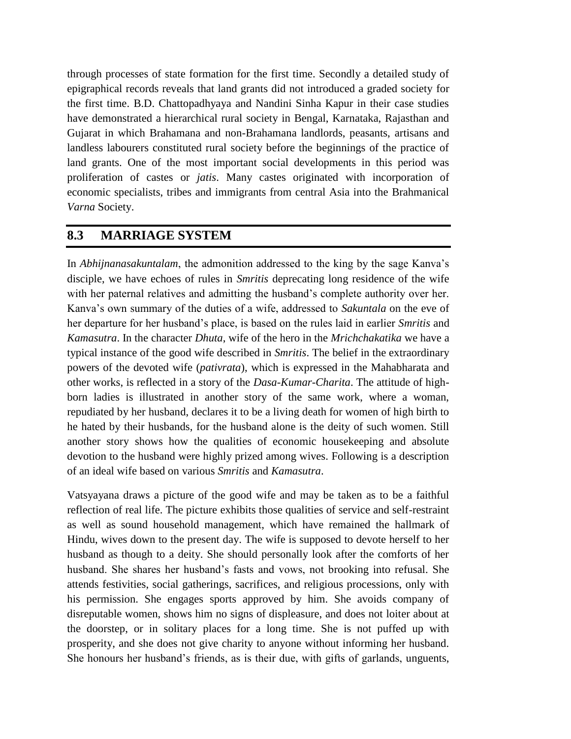through processes of state formation for the first time. Secondly a detailed study of epigraphical records reveals that land grants did not introduced a graded society for the first time. B.D. Chattopadhyaya and Nandini Sinha Kapur in their case studies have demonstrated a hierarchical rural society in Bengal, Karnataka, Rajasthan and Gujarat in which Brahamana and non-Brahamana landlords, peasants, artisans and landless labourers constituted rural society before the beginnings of the practice of land grants. One of the most important social developments in this period was proliferation of castes or *jatis*. Many castes originated with incorporation of economic specialists, tribes and immigrants from central Asia into the Brahmanical *Varna* Society.

## 8.3 MARRIAGE SYSTEM

In *Abhijnanasakuntalam*, the admonition addressed to the king by the sage Kanva's disciple, we have echoes of rules in *Smritis* deprecating long residence of the wife with her paternal relatives and admitting the husband's complete authority over her. Kanva's own summary of the duties of a wife, addressed to *Sakuntala* on the eve of her departure for her husband's place, is based on the rules laid in earlier *Smritis* and *Kamasutra*. In the character *Dhuta*, wife of the hero in the *Mrichchakatika* we have a typical instance of the good wife described in *Smritis*. The belief in the extraordinary powers of the devoted wife (*pativrata*), which is expressed in the Mahabharata and other works, is reflected in a story of the *Dasa-Kumar-Charita*. The attitude of high-born ladies is illustrated in another story of the same work, where a woman, repudiated by her husband, declares it to be a living death for women of high birth to he hated by their husbands, for the husband alone is the deity of such women. Still another story shows how the qualities of economic housekeeping and absolute devotion to the husband were highly prized among wives. Following is a description of an ideal wife based on various *Smritis* and *Kamasutra*.

Vatsyayana draws a picture of the good wife and may be taken as to be a faithful reflection of real life. The picture exhibits those qualities of service and self-restraint as well as sound household management, which have remained the hallmark of Hindu, wives down to the present day. The wife is supposed to devote herself to her husband as though to a deity. She should personally look after the comforts of her husband. She shares her husband's fasts and vows, not brooking into refusal. She attends festivities, social gatherings, sacrifices, and religious processions, only with his permission. She engages sports approved by him. She avoids company of disreputable women, shows him no signs of displeasure, and does not loiter about at the doorstep, or in solitary places for a long time. She is not puffed up with prosperity, and she does not give charity to anyone without informing her husband. She honours her husband's friends, as is their due, with gifts of garlands, unguents,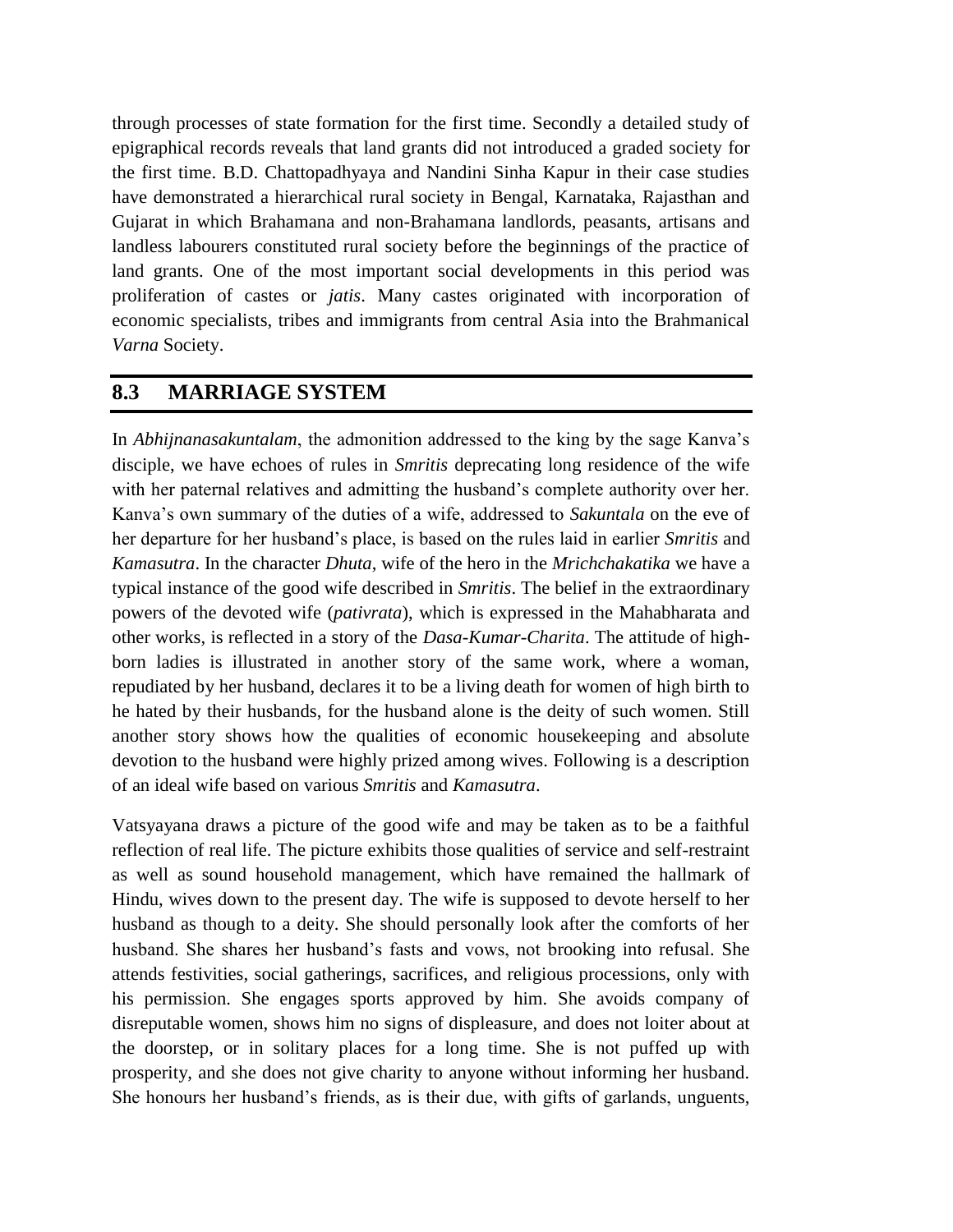through processes of state formation for the first time. Secondly a detailed study of epigraphical records reveals that land grants did not introduced a graded society for the first time. B.D. Chattopadhyaya and Nandini Sinha Kapur in their case studies have demonstrated a hierarchical rural society in Bengal, Karnataka, Rajasthan and Gujarat in which Brahamana and non-Brahamana landlords, peasants, artisans and landless labourers constituted rural society before the beginnings of the practice of land grants. One of the most important social developments in this period was proliferation of castes or *jatis*. Many castes originated with incorporation of economic specialists, tribes and immigrants from central Asia into the Brahmanical *Varna* Society.

## 8.3 MARRIAGE SYSTEM

In *Abhijnanasakuntalam*, the admonition addressed to the king by the sage Kanva's disciple, we have echoes of rules in *Smritis* deprecating long residence of the wife with her paternal relatives and admitting the husband's complete authority over her. Kanva's own summary of the duties of a wife, addressed to *Sakuntala* on the eve of her departure for her husband's place, is based on the rules laid in earlier *Smritis* and *Kamasutra*. In the character *Dhuta*, wife of the hero in the *Mrichchakatika* we have a typical instance of the good wife described in *Smritis*. The belief in the extraordinary powers of the devoted wife (*pativrata*), which is expressed in the Mahabharata and other works, is reflected in a story of the *Dasa-Kumar-Charita*. The attitude of high-born ladies is illustrated in another story of the same work, where a woman, repudiated by her husband, declares it to be a living death for women of high birth to he hated by their husbands, for the husband alone is the deity of such women. Still another story shows how the qualities of economic housekeeping and absolute devotion to the husband were highly prized among wives. Following is a description of an ideal wife based on various *Smritis* and *Kamasutra*.

Vatsyayana draws a picture of the good wife and may be taken as to be a faithful reflection of real life. The picture exhibits those qualities of service and self-restraint as well as sound household management, which have remained the hallmark of Hindu, wives down to the present day. The wife is supposed to devote herself to her husband as though to a deity. She should personally look after the comforts of her husband. She shares her husband's fasts and vows, not brooking into refusal. She attends festivities, social gatherings, sacrifices, and religious processions, only with his permission. She engages sports approved by him. She avoids company of disreputable women, shows him no signs of displeasure, and does not loiter about at the doorstep, or in solitary places for a long time. She is not puffed up with prosperity, and she does not give charity to anyone without informing her husband. She honours her husband's friends, as is their due, with gifts of garlands, unguents,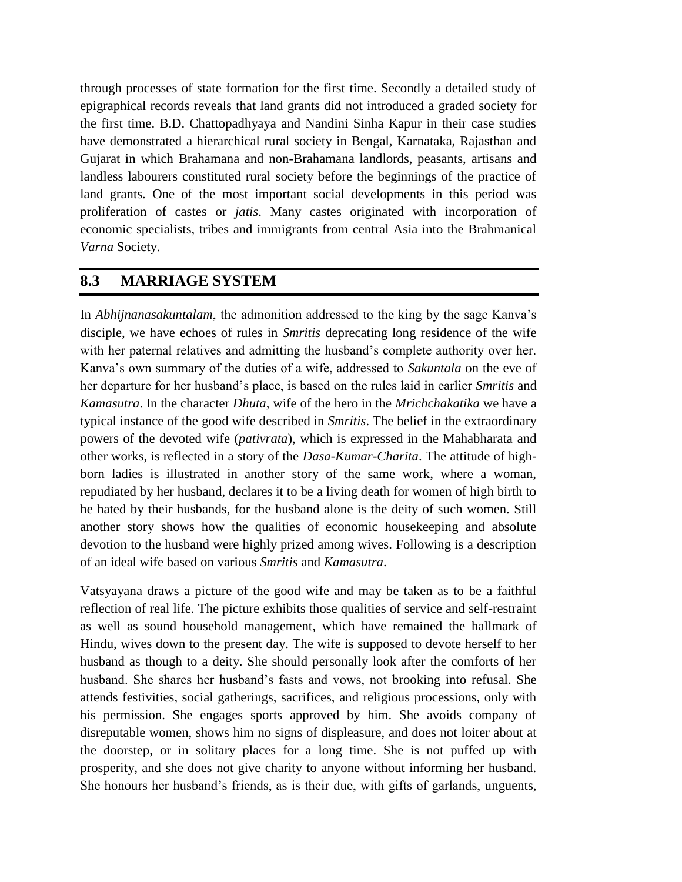through processes of state formation for the first time. Secondly a detailed study of epigraphical records reveals that land grants did not introduced a graded society for the first time. B.D. Chattopadhyaya and Nandini Sinha Kapur in their case studies have demonstrated a hierarchical rural society in Bengal, Karnataka, Rajasthan and Gujarat in which Brahamana and non-Brahamana landlords, peasants, artisans and landless labourers constituted rural society before the beginnings of the practice of land grants. One of the most important social developments in this period was proliferation of castes or *jatis*. Many castes originated with incorporation of economic specialists, tribes and immigrants from central Asia into the Brahmanical *Varna* Society.

## 8.3 MARRIAGE SYSTEM

In *Abhijnanasakuntalam*, the admonition addressed to the king by the sage Kanva's disciple, we have echoes of rules in *Smritis* deprecating long residence of the wife with her paternal relatives and admitting the husband's complete authority over her. Kanva's own summary of the duties of a wife, addressed to *Sakuntala* on the eve of her departure for her husband's place, is based on the rules laid in earlier *Smritis* and *Kamasutra*. In the character *Dhuta*, wife of the hero in the *Mrichchakatika* we have a typical instance of the good wife described in *Smritis*. The belief in the extraordinary powers of the devoted wife (*pativrata*), which is expressed in the Mahabharata and other works, is reflected in a story of the *Dasa-Kumar-Charita*. The attitude of high-born ladies is illustrated in another story of the same work, where a woman, repudiated by her husband, declares it to be a living death for women of high birth to he hated by their husbands, for the husband alone is the deity of such women. Still another story shows how the qualities of economic housekeeping and absolute devotion to the husband were highly prized among wives. Following is a description of an ideal wife based on various *Smritis* and *Kamasutra*.

Vatsyayana draws a picture of the good wife and may be taken as to be a faithful reflection of real life. The picture exhibits those qualities of service and self-restraint as well as sound household management, which have remained the hallmark of Hindu, wives down to the present day. The wife is supposed to devote herself to her husband as though to a deity. She should personally look after the comforts of her husband. She shares her husband's fasts and vows, not brooking into refusal. She attends festivities, social gatherings, sacrifices, and religious processions, only with his permission. She engages sports approved by him. She avoids company of disreputable women, shows him no signs of displeasure, and does not loiter about at the doorstep, or in solitary places for a long time. She is not puffed up with prosperity, and she does not give charity to anyone without informing her husband. She honours her husband's friends, as is their due, with gifts of garlands, unguents,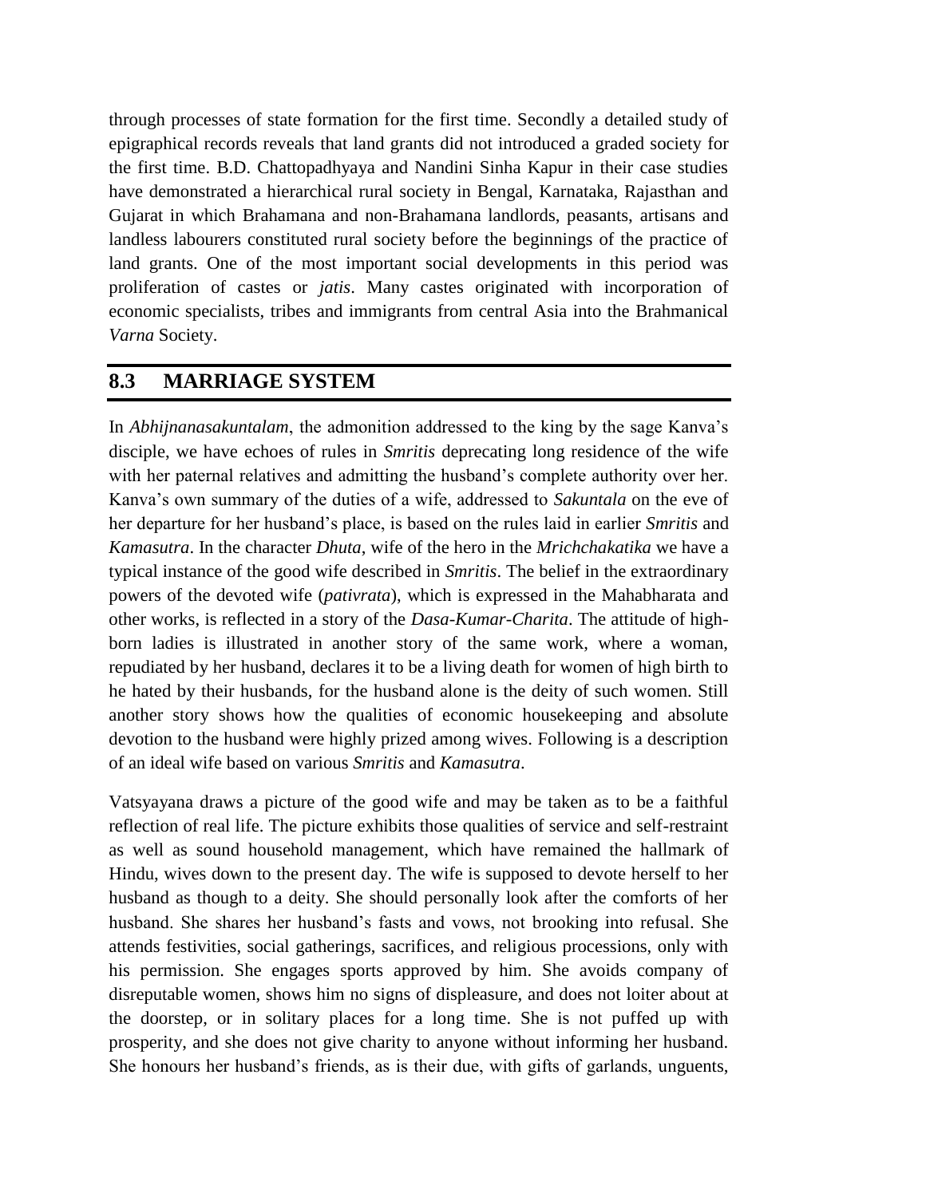through processes of state formation for the first time. Secondly a detailed study of epigraphical records reveals that land grants did not introduced a graded society for the first time. B.D. Chattopadhyaya and Nandini Sinha Kapur in their case studies have demonstrated a hierarchical rural society in Bengal, Karnataka, Rajasthan and Gujarat in which Brahamana and non-Brahamana landlords, peasants, artisans and landless labourers constituted rural society before the beginnings of the practice of land grants. One of the most important social developments in this period was proliferation of castes or *jatis*. Many castes originated with incorporation of economic specialists, tribes and immigrants from central Asia into the Brahmanical *Varna* Society.

## 8.3 MARRIAGE SYSTEM

In *Abhijnanasakuntalam*, the admonition addressed to the king by the sage Kanva's disciple, we have echoes of rules in *Smritis* deprecating long residence of the wife with her paternal relatives and admitting the husband's complete authority over her. Kanva's own summary of the duties of a wife, addressed to *Sakuntala* on the eve of her departure for her husband's place, is based on the rules laid in earlier *Smritis* and *Kamasutra*. In the character *Dhuta*, wife of the hero in the *Mrichchakatika* we have a typical instance of the good wife described in *Smritis*. The belief in the extraordinary powers of the devoted wife (*pativrata*), which is expressed in the Mahabharata and other works, is reflected in a story of the *Dasa-Kumar-Charita*. The attitude of high-born ladies is illustrated in another story of the same work, where a woman, repudiated by her husband, declares it to be a living death for women of high birth to he hated by their husbands, for the husband alone is the deity of such women. Still another story shows how the qualities of economic housekeeping and absolute devotion to the husband were highly prized among wives. Following is a description of an ideal wife based on various *Smritis* and *Kamasutra*.

Vatsyayana draws a picture of the good wife and may be taken as to be a faithful reflection of real life. The picture exhibits those qualities of service and self-restraint as well as sound household management, which have remained the hallmark of Hindu, wives down to the present day. The wife is supposed to devote herself to her husband as though to a deity. She should personally look after the comforts of her husband. She shares her husband's fasts and vows, not brooking into refusal. She attends festivities, social gatherings, sacrifices, and religious processions, only with his permission. She engages sports approved by him. She avoids company of disreputable women, shows him no signs of displeasure, and does not loiter about at the doorstep, or in solitary places for a long time. She is not puffed up with prosperity, and she does not give charity to anyone without informing her husband. She honours her husband's friends, as is their due, with gifts of garlands, unguents,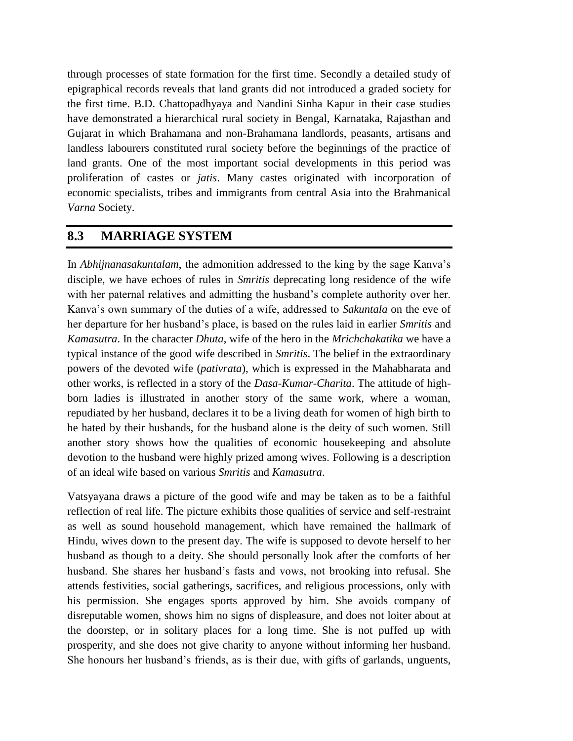through processes of state formation for the first time. Secondly a detailed study of epigraphical records reveals that land grants did not introduced a graded society for the first time. B.D. Chattopadhyaya and Nandini Sinha Kapur in their case studies have demonstrated a hierarchical rural society in Bengal, Karnataka, Rajasthan and Gujarat in which Brahamana and non-Brahamana landlords, peasants, artisans and landless labourers constituted rural society before the beginnings of the practice of land grants. One of the most important social developments in this period was proliferation of castes or *jatis*. Many castes originated with incorporation of economic specialists, tribes and immigrants from central Asia into the Brahmanical *Varna* Society.

## 8.3 MARRIAGE SYSTEM

In *Abhijnanasakuntalam*, the admonition addressed to the king by the sage Kanva's disciple, we have echoes of rules in *Smritis* deprecating long residence of the wife with her paternal relatives and admitting the husband's complete authority over her. Kanva's own summary of the duties of a wife, addressed to *Sakuntala* on the eve of her departure for her husband's place, is based on the rules laid in earlier *Smritis* and *Kamasutra*. In the character *Dhuta*, wife of the hero in the *Mrichchakatika* we have a typical instance of the good wife described in *Smritis*. The belief in the extraordinary powers of the devoted wife (*pativrata*), which is expressed in the Mahabharata and other works, is reflected in a story of the *Dasa-Kumar-Charita*. The attitude of high-born ladies is illustrated in another story of the same work, where a woman, repudiated by her husband, declares it to be a living death for women of high birth to he hated by their husbands, for the husband alone is the deity of such women. Still another story shows how the qualities of economic housekeeping and absolute devotion to the husband were highly prized among wives. Following is a description of an ideal wife based on various *Smritis* and *Kamasutra*.

Vatsyayana draws a picture of the good wife and may be taken as to be a faithful reflection of real life. The picture exhibits those qualities of service and self-restraint as well as sound household management, which have remained the hallmark of Hindu, wives down to the present day. The wife is supposed to devote herself to her husband as though to a deity. She should personally look after the comforts of her husband. She shares her husband's fasts and vows, not brooking into refusal. She attends festivities, social gatherings, sacrifices, and religious processions, only with his permission. She engages sports approved by him. She avoids company of disreputable women, shows him no signs of displeasure, and does not loiter about at the doorstep, or in solitary places for a long time. She is not puffed up with prosperity, and she does not give charity to anyone without informing her husband. She honours her husband's friends, as is their due, with gifts of garlands, unguents,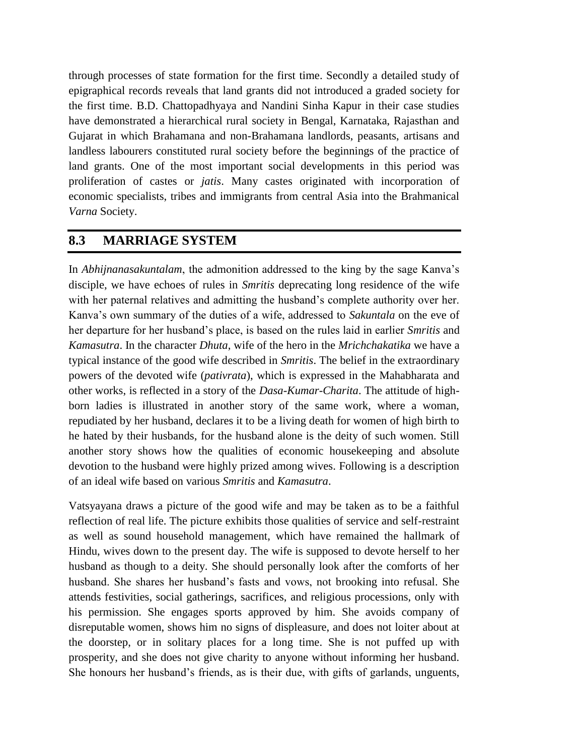through processes of state formation for the first time. Secondly a detailed study of epigraphical records reveals that land grants did not introduced a graded society for the first time. B.D. Chattopadhyaya and Nandini Sinha Kapur in their case studies have demonstrated a hierarchical rural society in Bengal, Karnataka, Rajasthan and Gujarat in which Brahamana and non-Brahamana landlords, peasants, artisans and landless labourers constituted rural society before the beginnings of the practice of land grants. One of the most important social developments in this period was proliferation of castes or *jatis*. Many castes originated with incorporation of economic specialists, tribes and immigrants from central Asia into the Brahmanical *Varna* Society.

## 8.3 MARRIAGE SYSTEM

In *Abhijnanasakuntalam*, the admonition addressed to the king by the sage Kanva's disciple, we have echoes of rules in *Smritis* deprecating long residence of the wife with her paternal relatives and admitting the husband's complete authority over her. Kanva's own summary of the duties of a wife, addressed to *Sakuntala* on the eve of her departure for her husband's place, is based on the rules laid in earlier *Smritis* and *Kamasutra*. In the character *Dhuta*, wife of the hero in the *Mrichchakatika* we have a typical instance of the good wife described in *Smritis*. The belief in the extraordinary powers of the devoted wife (*pativrata*), which is expressed in the Mahabharata and other works, is reflected in a story of the *Dasa-Kumar-Charita*. The attitude of high-born ladies is illustrated in another story of the same work, where a woman, repudiated by her husband, declares it to be a living death for women of high birth to he hated by their husbands, for the husband alone is the deity of such women. Still another story shows how the qualities of economic housekeeping and absolute devotion to the husband were highly prized among wives. Following is a description of an ideal wife based on various *Smritis* and *Kamasutra*.

Vatsyayana draws a picture of the good wife and may be taken as to be a faithful reflection of real life. The picture exhibits those qualities of service and self-restraint as well as sound household management, which have remained the hallmark of Hindu, wives down to the present day. The wife is supposed to devote herself to her husband as though to a deity. She should personally look after the comforts of her husband. She shares her husband's fasts and vows, not brooking into refusal. She attends festivities, social gatherings, sacrifices, and religious processions, only with his permission. She engages sports approved by him. She avoids company of disreputable women, shows him no signs of displeasure, and does not loiter about at the doorstep, or in solitary places for a long time. She is not puffed up with prosperity, and she does not give charity to anyone without informing her husband. She honours her husband's friends, as is their due, with gifts of garlands, unguents,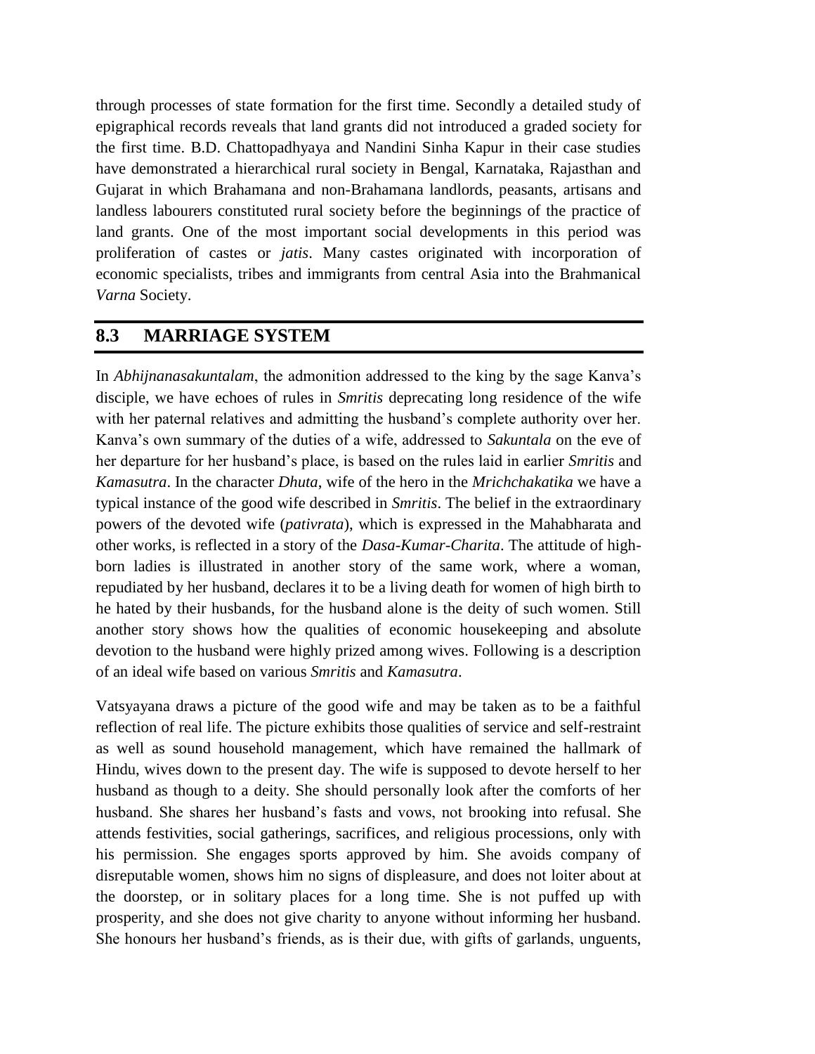through processes of state formation for the first time. Secondly a detailed study of epigraphical records reveals that land grants did not introduced a graded society for the first time. B.D. Chattopadhyaya and Nandini Sinha Kapur in their case studies have demonstrated a hierarchical rural society in Bengal, Karnataka, Rajasthan and Gujarat in which Brahamana and non-Brahamana landlords, peasants, artisans and landless labourers constituted rural society before the beginnings of the practice of land grants. One of the most important social developments in this period was proliferation of castes or *jatis*. Many castes originated with incorporation of economic specialists, tribes and immigrants from central Asia into the Brahmanical *Varna* Society.

## 8.3 MARRIAGE SYSTEM

In *Abhijnanasakuntalam*, the admonition addressed to the king by the sage Kanva's disciple, we have echoes of rules in *Smritis* deprecating long residence of the wife with her paternal relatives and admitting the husband's complete authority over her. Kanva's own summary of the duties of a wife, addressed to *Sakuntala* on the eve of her departure for her husband's place, is based on the rules laid in earlier *Smritis* and *Kamasutra*. In the character *Dhuta*, wife of the hero in the *Mrichchakatika* we have a typical instance of the good wife described in *Smritis*. The belief in the extraordinary powers of the devoted wife (*pativrata*), which is expressed in the Mahabharata and other works, is reflected in a story of the *Dasa-Kumar-Charita*. The attitude of high-born ladies is illustrated in another story of the same work, where a woman, repudiated by her husband, declares it to be a living death for women of high birth to he hated by their husbands, for the husband alone is the deity of such women. Still another story shows how the qualities of economic housekeeping and absolute devotion to the husband were highly prized among wives. Following is a description of an ideal wife based on various *Smritis* and *Kamasutra*.

Vatsyayana draws a picture of the good wife and may be taken as to be a faithful reflection of real life. The picture exhibits those qualities of service and self-restraint as well as sound household management, which have remained the hallmark of Hindu, wives down to the present day. The wife is supposed to devote herself to her husband as though to a deity. She should personally look after the comforts of her husband. She shares her husband's fasts and vows, not brooking into refusal. She attends festivities, social gatherings, sacrifices, and religious processions, only with his permission. She engages sports approved by him. She avoids company of disreputable women, shows him no signs of displeasure, and does not loiter about at the doorstep, or in solitary places for a long time. She is not puffed up with prosperity, and she does not give charity to anyone without informing her husband. She honours her husband's friends, as is their due, with gifts of garlands, unguents,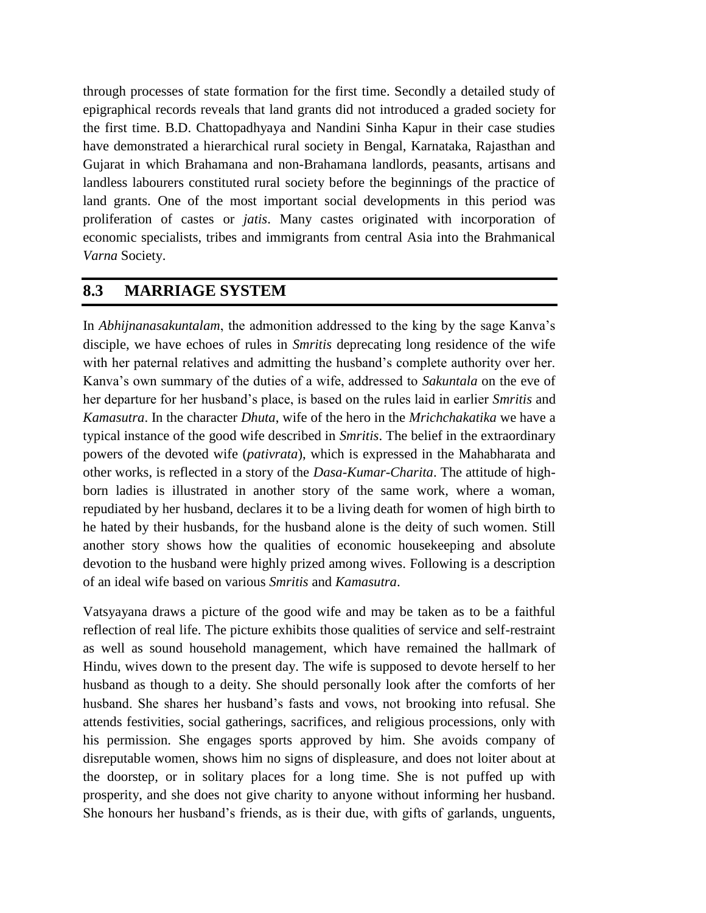through processes of state formation for the first time. Secondly a detailed study of epigraphical records reveals that land grants did not introduced a graded society for the first time. B.D. Chattopadhyaya and Nandini Sinha Kapur in their case studies have demonstrated a hierarchical rural society in Bengal, Karnataka, Rajasthan and Gujarat in which Brahamana and non-Brahamana landlords, peasants, artisans and landless labourers constituted rural society before the beginnings of the practice of land grants. One of the most important social developments in this period was proliferation of castes or *jatis*. Many castes originated with incorporation of economic specialists, tribes and immigrants from central Asia into the Brahmanical *Varna* Society.

## 8.3 MARRIAGE SYSTEM

In *Abhijnanasakuntalam*, the admonition addressed to the king by the sage Kanva's disciple, we have echoes of rules in *Smritis* deprecating long residence of the wife with her paternal relatives and admitting the husband's complete authority over her. Kanva's own summary of the duties of a wife, addressed to *Sakuntala* on the eve of her departure for her husband's place, is based on the rules laid in earlier *Smritis* and *Kamasutra*. In the character *Dhuta*, wife of the hero in the *Mrichchakatika* we have a typical instance of the good wife described in *Smritis*. The belief in the extraordinary powers of the devoted wife (*pativrata*), which is expressed in the Mahabharata and other works, is reflected in a story of the *Dasa-Kumar-Charita*. The attitude of high-born ladies is illustrated in another story of the same work, where a woman, repudiated by her husband, declares it to be a living death for women of high birth to he hated by their husbands, for the husband alone is the deity of such women. Still another story shows how the qualities of economic housekeeping and absolute devotion to the husband were highly prized among wives. Following is a description of an ideal wife based on various *Smritis* and *Kamasutra*.

Vatsyayana draws a picture of the good wife and may be taken as to be a faithful reflection of real life. The picture exhibits those qualities of service and self-restraint as well as sound household management, which have remained the hallmark of Hindu, wives down to the present day. The wife is supposed to devote herself to her husband as though to a deity. She should personally look after the comforts of her husband. She shares her husband's fasts and vows, not brooking into refusal. She attends festivities, social gatherings, sacrifices, and religious processions, only with his permission. She engages sports approved by him. She avoids company of disreputable women, shows him no signs of displeasure, and does not loiter about at the doorstep, or in solitary places for a long time. She is not puffed up with prosperity, and she does not give charity to anyone without informing her husband. She honours her husband's friends, as is their due, with gifts of garlands, unguents,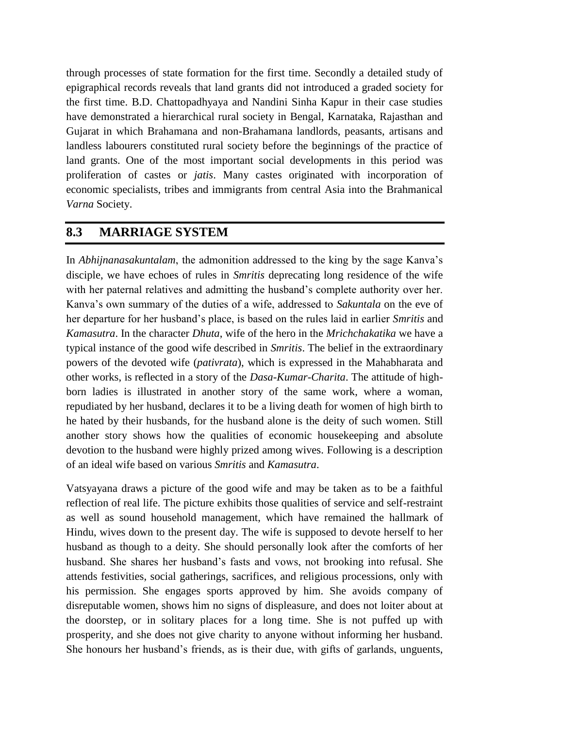through processes of state formation for the first time. Secondly a detailed study of epigraphical records reveals that land grants did not introduced a graded society for the first time. B.D. Chattopadhyaya and Nandini Sinha Kapur in their case studies have demonstrated a hierarchical rural society in Bengal, Karnataka, Rajasthan and Gujarat in which Brahamana and non-Brahamana landlords, peasants, artisans and landless labourers constituted rural society before the beginnings of the practice of land grants. One of the most important social developments in this period was proliferation of castes or *jatis*. Many castes originated with incorporation of economic specialists, tribes and immigrants from central Asia into the Brahmanical *Varna* Society.

## 8.3 MARRIAGE SYSTEM

In *Abhijnanasakuntalam*, the admonition addressed to the king by the sage Kanva's disciple, we have echoes of rules in *Smritis* deprecating long residence of the wife with her paternal relatives and admitting the husband's complete authority over her. Kanva's own summary of the duties of a wife, addressed to *Sakuntala* on the eve of her departure for her husband's place, is based on the rules laid in earlier *Smritis* and *Kamasutra*. In the character *Dhuta*, wife of the hero in the *Mrichchakatika* we have a typical instance of the good wife described in *Smritis*. The belief in the extraordinary powers of the devoted wife (*pativrata*), which is expressed in the Mahabharata and other works, is reflected in a story of the *Dasa-Kumar-Charita*. The attitude of high-born ladies is illustrated in another story of the same work, where a woman, repudiated by her husband, declares it to be a living death for women of high birth to he hated by their husbands, for the husband alone is the deity of such women. Still another story shows how the qualities of economic housekeeping and absolute devotion to the husband were highly prized among wives. Following is a description of an ideal wife based on various *Smritis* and *Kamasutra*.

Vatsyayana draws a picture of the good wife and may be taken as to be a faithful reflection of real life. The picture exhibits those qualities of service and self-restraint as well as sound household management, which have remained the hallmark of Hindu, wives down to the present day. The wife is supposed to devote herself to her husband as though to a deity. She should personally look after the comforts of her husband. She shares her husband's fasts and vows, not brooking into refusal. She attends festivities, social gatherings, sacrifices, and religious processions, only with his permission. She engages sports approved by him. She avoids company of disreputable women, shows him no signs of displeasure, and does not loiter about at the doorstep, or in solitary places for a long time. She is not puffed up with prosperity, and she does not give charity to anyone without informing her husband. She honours her husband's friends, as is their due, with gifts of garlands, unguents,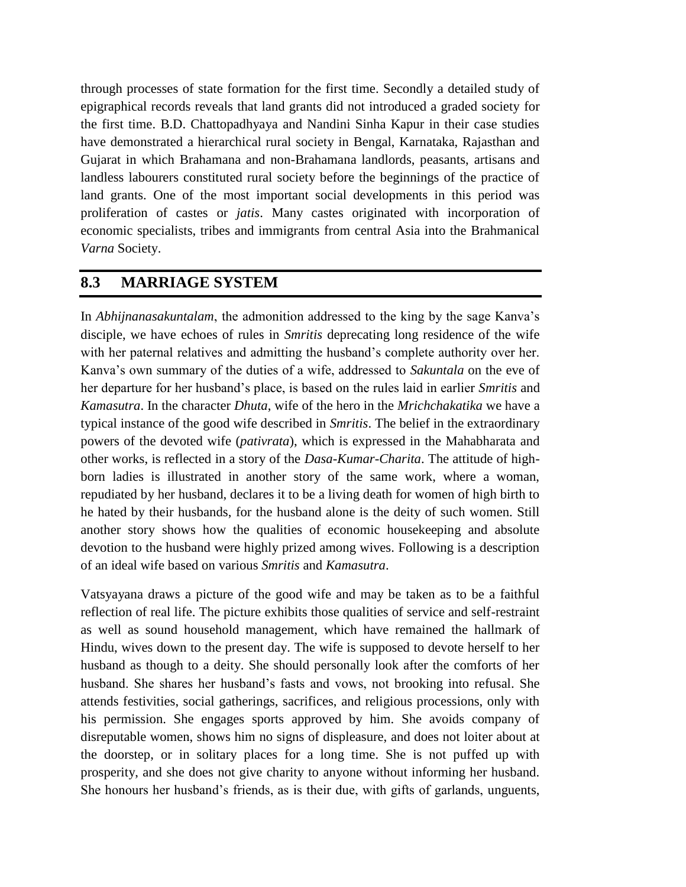through processes of state formation for the first time. Secondly a detailed study of epigraphical records reveals that land grants did not introduced a graded society for the first time. B.D. Chattopadhyaya and Nandini Sinha Kapur in their case studies have demonstrated a hierarchical rural society in Bengal, Karnataka, Rajasthan and Gujarat in which Brahamana and non-Brahamana landlords, peasants, artisans and landless labourers constituted rural society before the beginnings of the practice of land grants. One of the most important social developments in this period was proliferation of castes or *jatis*. Many castes originated with incorporation of economic specialists, tribes and immigrants from central Asia into the Brahmanical *Varna* Society.

## 8.3 MARRIAGE SYSTEM

In *Abhijnanasakuntalam*, the admonition addressed to the king by the sage Kanva's disciple, we have echoes of rules in *Smritis* deprecating long residence of the wife with her paternal relatives and admitting the husband's complete authority over her. Kanva's own summary of the duties of a wife, addressed to *Sakuntala* on the eve of her departure for her husband's place, is based on the rules laid in earlier *Smritis* and *Kamasutra*. In the character *Dhuta*, wife of the hero in the *Mrichchakatika* we have a typical instance of the good wife described in *Smritis*. The belief in the extraordinary powers of the devoted wife (*pativrata*), which is expressed in the Mahabharata and other works, is reflected in a story of the *Dasa-Kumar-Charita*. The attitude of high-born ladies is illustrated in another story of the same work, where a woman, repudiated by her husband, declares it to be a living death for women of high birth to he hated by their husbands, for the husband alone is the deity of such women. Still another story shows how the qualities of economic housekeeping and absolute devotion to the husband were highly prized among wives. Following is a description of an ideal wife based on various *Smritis* and *Kamasutra*.

Vatsyayana draws a picture of the good wife and may be taken as to be a faithful reflection of real life. The picture exhibits those qualities of service and self-restraint as well as sound household management, which have remained the hallmark of Hindu, wives down to the present day. The wife is supposed to devote herself to her husband as though to a deity. She should personally look after the comforts of her husband. She shares her husband's fasts and vows, not brooking into refusal. She attends festivities, social gatherings, sacrifices, and religious processions, only with his permission. She engages sports approved by him. She avoids company of disreputable women, shows him no signs of displeasure, and does not loiter about at the doorstep, or in solitary places for a long time. She is not puffed up with prosperity, and she does not give charity to anyone without informing her husband. She honours her husband's friends, as is their due, with gifts of garlands, unguents,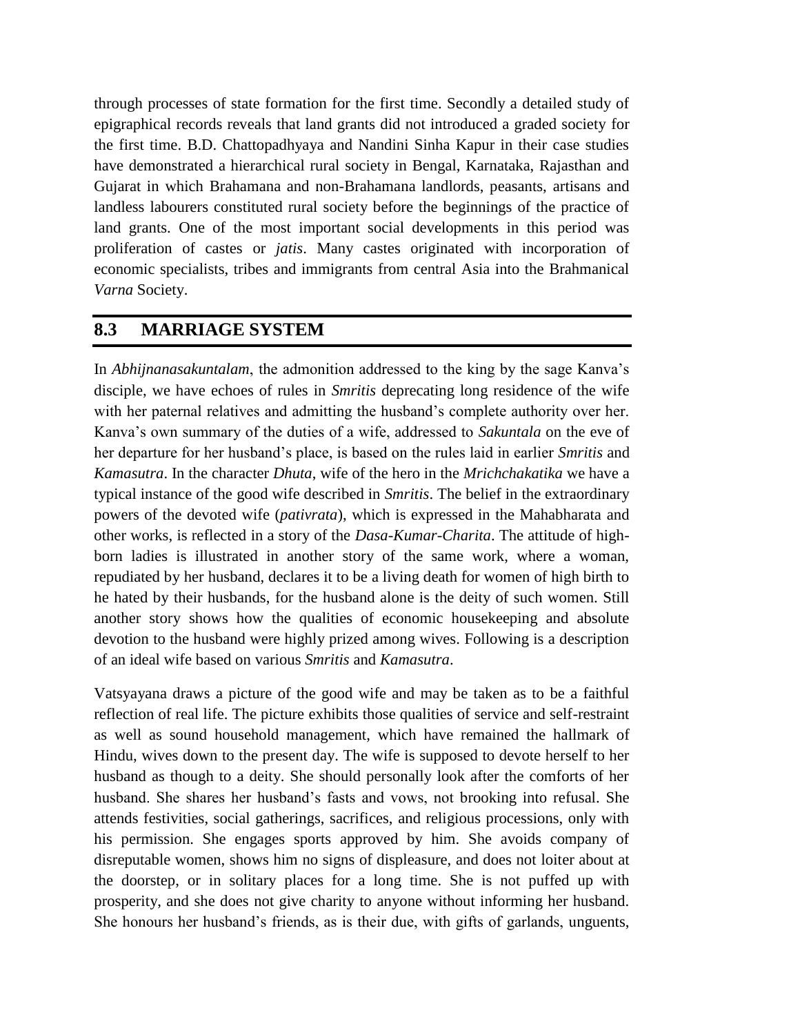through processes of state formation for the first time. Secondly a detailed study of epigraphical records reveals that land grants did not introduced a graded society for the first time. B.D. Chattopadhyaya and Nandini Sinha Kapur in their case studies have demonstrated a hierarchical rural society in Bengal, Karnataka, Rajasthan and Gujarat in which Brahamana and non-Brahamana landlords, peasants, artisans and landless labourers constituted rural society before the beginnings of the practice of land grants. One of the most important social developments in this period was proliferation of castes or *jatis*. Many castes originated with incorporation of economic specialists, tribes and immigrants from central Asia into the Brahmanical *Varna* Society.

## 8.3 MARRIAGE SYSTEM

In *Abhijnanasakuntalam*, the admonition addressed to the king by the sage Kanva's disciple, we have echoes of rules in *Smritis* deprecating long residence of the wife with her paternal relatives and admitting the husband's complete authority over her. Kanva's own summary of the duties of a wife, addressed to *Sakuntala* on the eve of her departure for her husband's place, is based on the rules laid in earlier *Smritis* and *Kamasutra*. In the character *Dhuta*, wife of the hero in the *Mrichchakatika* we have a typical instance of the good wife described in *Smritis*. The belief in the extraordinary powers of the devoted wife (*pativrata*), which is expressed in the Mahabharata and other works, is reflected in a story of the *Dasa-Kumar-Charita*. The attitude of high-born ladies is illustrated in another story of the same work, where a woman, repudiated by her husband, declares it to be a living death for women of high birth to he hated by their husbands, for the husband alone is the deity of such women. Still another story shows how the qualities of economic housekeeping and absolute devotion to the husband were highly prized among wives. Following is a description of an ideal wife based on various *Smritis* and *Kamasutra*.

Vatsyayana draws a picture of the good wife and may be taken as to be a faithful reflection of real life. The picture exhibits those qualities of service and self-restraint as well as sound household management, which have remained the hallmark of Hindu, wives down to the present day. The wife is supposed to devote herself to her husband as though to a deity. She should personally look after the comforts of her husband. She shares her husband's fasts and vows, not brooking into refusal. She attends festivities, social gatherings, sacrifices, and religious processions, only with his permission. She engages sports approved by him. She avoids company of disreputable women, shows him no signs of displeasure, and does not loiter about at the doorstep, or in solitary places for a long time. She is not puffed up with prosperity, and she does not give charity to anyone without informing her husband. She honours her husband's friends, as is their due, with gifts of garlands, unguents,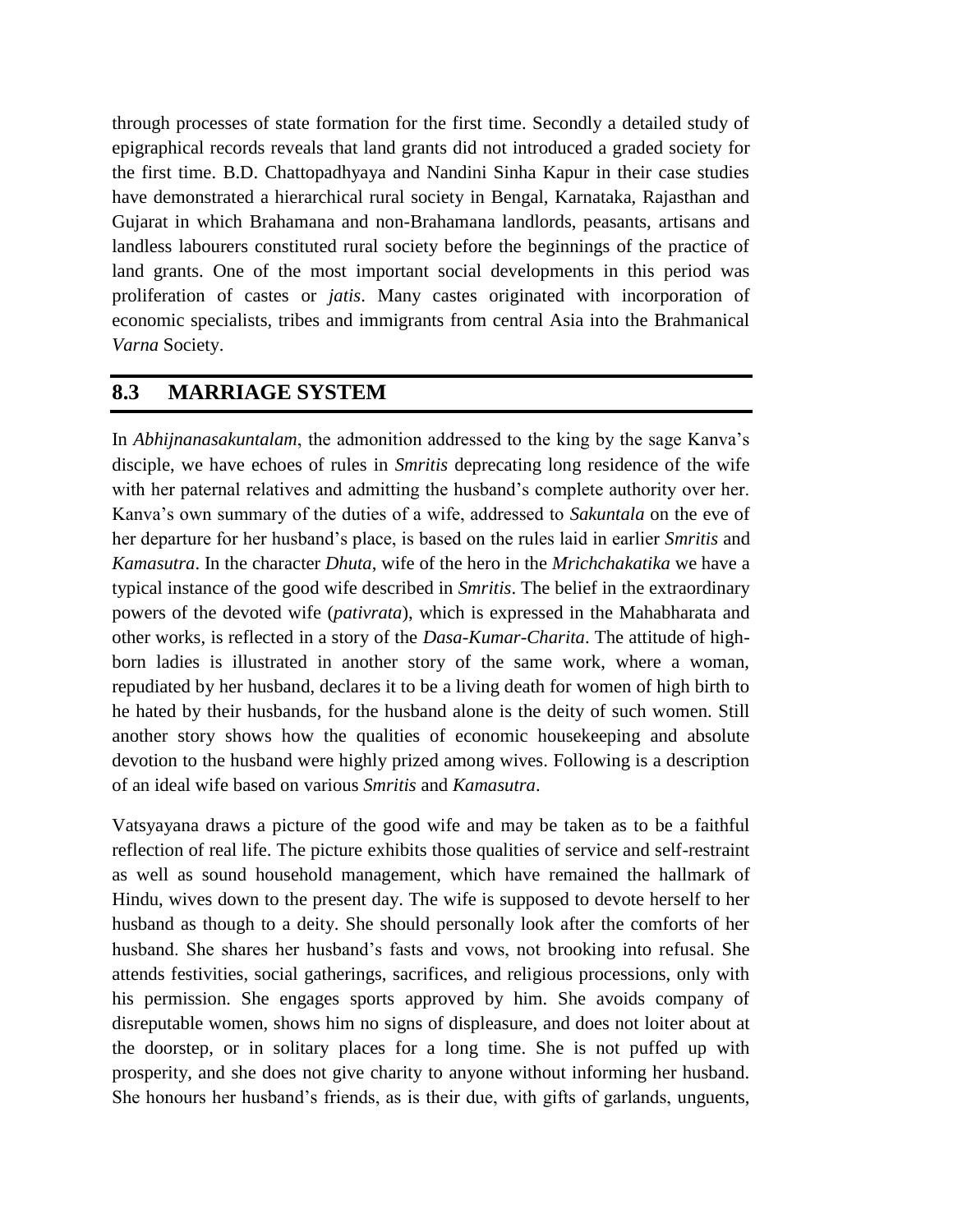through processes of state formation for the first time. Secondly a detailed study of epigraphical records reveals that land grants did not introduced a graded society for the first time. B.D. Chattopadhyaya and Nandini Sinha Kapur in their case studies have demonstrated a hierarchical rural society in Bengal, Karnataka, Rajasthan and Gujarat in which Brahamana and non-Brahamana landlords, peasants, artisans and landless labourers constituted rural society before the beginnings of the practice of land grants. One of the most important social developments in this period was proliferation of castes or *jatis*. Many castes originated with incorporation of economic specialists, tribes and immigrants from central Asia into the Brahmanical *Varna* Society.

## 8.3 MARRIAGE SYSTEM

In *Abhijnanasakuntalam*, the admonition addressed to the king by the sage Kanva's disciple, we have echoes of rules in *Smritis* deprecating long residence of the wife with her paternal relatives and admitting the husband's complete authority over her. Kanva's own summary of the duties of a wife, addressed to *Sakuntala* on the eve of her departure for her husband's place, is based on the rules laid in earlier *Smritis* and *Kamasutra*. In the character *Dhuta*, wife of the hero in the *Mrichchakatika* we have a typical instance of the good wife described in *Smritis*. The belief in the extraordinary powers of the devoted wife (*pativrata*), which is expressed in the Mahabharata and other works, is reflected in a story of the *Dasa-Kumar-Charita*. The attitude of high-born ladies is illustrated in another story of the same work, where a woman, repudiated by her husband, declares it to be a living death for women of high birth to he hated by their husbands, for the husband alone is the deity of such women. Still another story shows how the qualities of economic housekeeping and absolute devotion to the husband were highly prized among wives. Following is a description of an ideal wife based on various *Smritis* and *Kamasutra*.

Vatsyayana draws a picture of the good wife and may be taken as to be a faithful reflection of real life. The picture exhibits those qualities of service and self-restraint as well as sound household management, which have remained the hallmark of Hindu, wives down to the present day. The wife is supposed to devote herself to her husband as though to a deity. She should personally look after the comforts of her husband. She shares her husband's fasts and vows, not brooking into refusal. She attends festivities, social gatherings, sacrifices, and religious processions, only with his permission. She engages sports approved by him. She avoids company of disreputable women, shows him no signs of displeasure, and does not loiter about at the doorstep, or in solitary places for a long time. She is not puffed up with prosperity, and she does not give charity to anyone without informing her husband. She honours her husband's friends, as is their due, with gifts of garlands, unguents,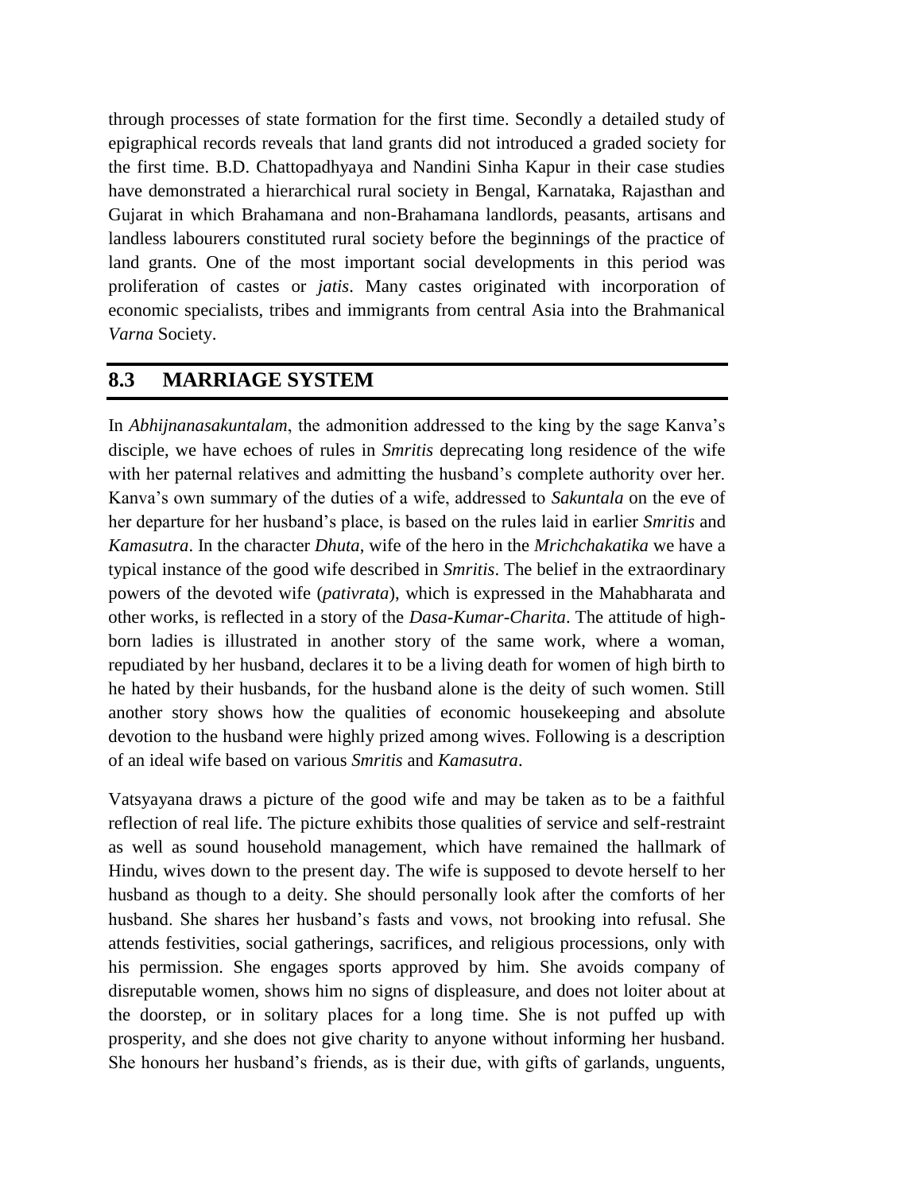through processes of state formation for the first time. Secondly a detailed study of epigraphical records reveals that land grants did not introduced a graded society for the first time. B.D. Chattopadhyaya and Nandini Sinha Kapur in their case studies have demonstrated a hierarchical rural society in Bengal, Karnataka, Rajasthan and Gujarat in which Brahamana and non-Brahamana landlords, peasants, artisans and landless labourers constituted rural society before the beginnings of the practice of land grants. One of the most important social developments in this period was proliferation of castes or *jatis*. Many castes originated with incorporation of economic specialists, tribes and immigrants from central Asia into the Brahmanical *Varna* Society.

## 8.3 MARRIAGE SYSTEM

In *Abhijnanasakuntalam*, the admonition addressed to the king by the sage Kanva's disciple, we have echoes of rules in *Smritis* deprecating long residence of the wife with her paternal relatives and admitting the husband's complete authority over her. Kanva's own summary of the duties of a wife, addressed to *Sakuntala* on the eve of her departure for her husband's place, is based on the rules laid in earlier *Smritis* and *Kamasutra*. In the character *Dhuta*, wife of the hero in the *Mrichchakatika* we have a typical instance of the good wife described in *Smritis*. The belief in the extraordinary powers of the devoted wife (*pativrata*), which is expressed in the Mahabharata and other works, is reflected in a story of the *Dasa-Kumar-Charita*. The attitude of high-born ladies is illustrated in another story of the same work, where a woman, repudiated by her husband, declares it to be a living death for women of high birth to he hated by their husbands, for the husband alone is the deity of such women. Still another story shows how the qualities of economic housekeeping and absolute devotion to the husband were highly prized among wives. Following is a description of an ideal wife based on various *Smritis* and *Kamasutra*.

Vatsyayana draws a picture of the good wife and may be taken as to be a faithful reflection of real life. The picture exhibits those qualities of service and self-restraint as well as sound household management, which have remained the hallmark of Hindu, wives down to the present day. The wife is supposed to devote herself to her husband as though to a deity. She should personally look after the comforts of her husband. She shares her husband's fasts and vows, not brooking into refusal. She attends festivities, social gatherings, sacrifices, and religious processions, only with his permission. She engages sports approved by him. She avoids company of disreputable women, shows him no signs of displeasure, and does not loiter about at the doorstep, or in solitary places for a long time. She is not puffed up with prosperity, and she does not give charity to anyone without informing her husband. She honours her husband's friends, as is their due, with gifts of garlands, unguents,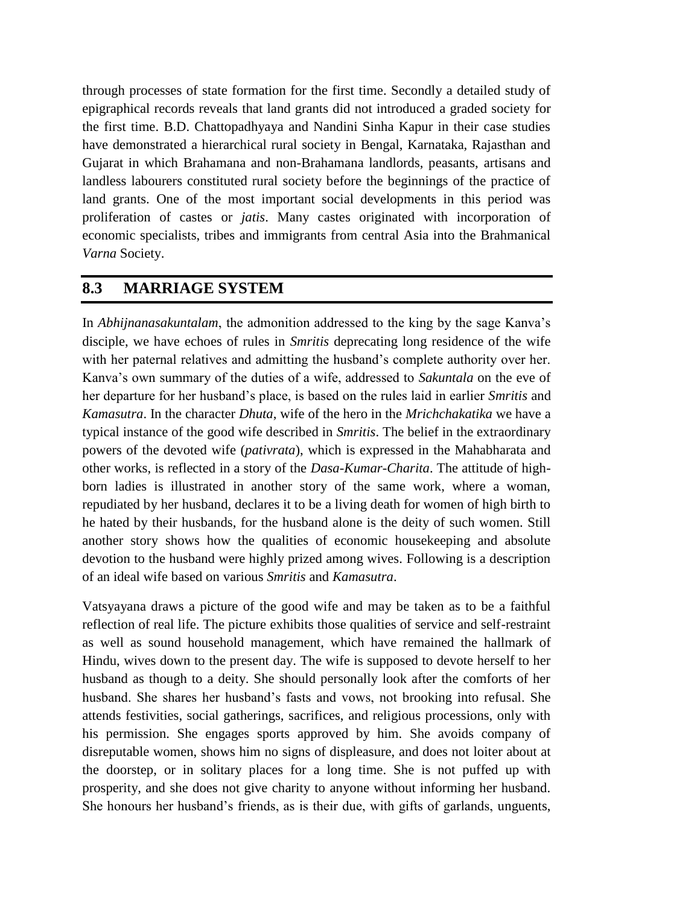through processes of state formation for the first time. Secondly a detailed study of epigraphical records reveals that land grants did not introduced a graded society for the first time. B.D. Chattopadhyaya and Nandini Sinha Kapur in their case studies have demonstrated a hierarchical rural society in Bengal, Karnataka, Rajasthan and Gujarat in which Brahamana and non-Brahamana landlords, peasants, artisans and landless labourers constituted rural society before the beginnings of the practice of land grants. One of the most important social developments in this period was proliferation of castes or *jatis*. Many castes originated with incorporation of economic specialists, tribes and immigrants from central Asia into the Brahmanical *Varna* Society.

## 8.3 MARRIAGE SYSTEM

In *Abhijnanasakuntalam*, the admonition addressed to the king by the sage Kanva's disciple, we have echoes of rules in *Smritis* deprecating long residence of the wife with her paternal relatives and admitting the husband's complete authority over her. Kanva's own summary of the duties of a wife, addressed to *Sakuntala* on the eve of her departure for her husband's place, is based on the rules laid in earlier *Smritis* and *Kamasutra*. In the character *Dhuta*, wife of the hero in the *Mrichchakatika* we have a typical instance of the good wife described in *Smritis*. The belief in the extraordinary powers of the devoted wife (*pativrata*), which is expressed in the Mahabharata and other works, is reflected in a story of the *Dasa-Kumar-Charita*. The attitude of high-born ladies is illustrated in another story of the same work, where a woman, repudiated by her husband, declares it to be a living death for women of high birth to he hated by their husbands, for the husband alone is the deity of such women. Still another story shows how the qualities of economic housekeeping and absolute devotion to the husband were highly prized among wives. Following is a description of an ideal wife based on various *Smritis* and *Kamasutra*.

Vatsyayana draws a picture of the good wife and may be taken as to be a faithful reflection of real life. The picture exhibits those qualities of service and self-restraint as well as sound household management, which have remained the hallmark of Hindu, wives down to the present day. The wife is supposed to devote herself to her husband as though to a deity. She should personally look after the comforts of her husband. She shares her husband's fasts and vows, not brooking into refusal. She attends festivities, social gatherings, sacrifices, and religious processions, only with his permission. She engages sports approved by him. She avoids company of disreputable women, shows him no signs of displeasure, and does not loiter about at the doorstep, or in solitary places for a long time. She is not puffed up with prosperity, and she does not give charity to anyone without informing her husband. She honours her husband's friends, as is their due, with gifts of garlands, unguents,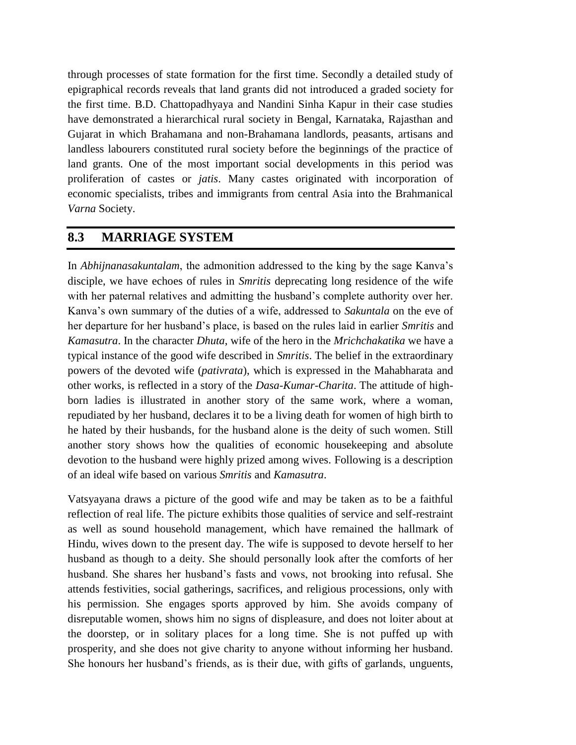through processes of state formation for the first time. Secondly a detailed study of epigraphical records reveals that land grants did not introduced a graded society for the first time. B.D. Chattopadhyaya and Nandini Sinha Kapur in their case studies have demonstrated a hierarchical rural society in Bengal, Karnataka, Rajasthan and Gujarat in which Brahamana and non-Brahamana landlords, peasants, artisans and landless labourers constituted rural society before the beginnings of the practice of land grants. One of the most important social developments in this period was proliferation of castes or *jatis*. Many castes originated with incorporation of economic specialists, tribes and immigrants from central Asia into the Brahmanical *Varna* Society.

## 8.3 MARRIAGE SYSTEM

In *Abhijnanasakuntalam*, the admonition addressed to the king by the sage Kanva's disciple, we have echoes of rules in *Smritis* deprecating long residence of the wife with her paternal relatives and admitting the husband's complete authority over her. Kanva's own summary of the duties of a wife, addressed to *Sakuntala* on the eve of her departure for her husband's place, is based on the rules laid in earlier *Smritis* and *Kamasutra*. In the character *Dhuta*, wife of the hero in the *Mrichchakatika* we have a typical instance of the good wife described in *Smritis*. The belief in the extraordinary powers of the devoted wife (*pativrata*), which is expressed in the Mahabharata and other works, is reflected in a story of the *Dasa-Kumar-Charita*. The attitude of high-born ladies is illustrated in another story of the same work, where a woman, repudiated by her husband, declares it to be a living death for women of high birth to he hated by their husbands, for the husband alone is the deity of such women. Still another story shows how the qualities of economic housekeeping and absolute devotion to the husband were highly prized among wives. Following is a description of an ideal wife based on various *Smritis* and *Kamasutra*.

Vatsyayana draws a picture of the good wife and may be taken as to be a faithful reflection of real life. The picture exhibits those qualities of service and self-restraint as well as sound household management, which have remained the hallmark of Hindu, wives down to the present day. The wife is supposed to devote herself to her husband as though to a deity. She should personally look after the comforts of her husband. She shares her husband's fasts and vows, not brooking into refusal. She attends festivities, social gatherings, sacrifices, and religious processions, only with his permission. She engages sports approved by him. She avoids company of disreputable women, shows him no signs of displeasure, and does not loiter about at the doorstep, or in solitary places for a long time. She is not puffed up with prosperity, and she does not give charity to anyone without informing her husband. She honours her husband's friends, as is their due, with gifts of garlands, unguents,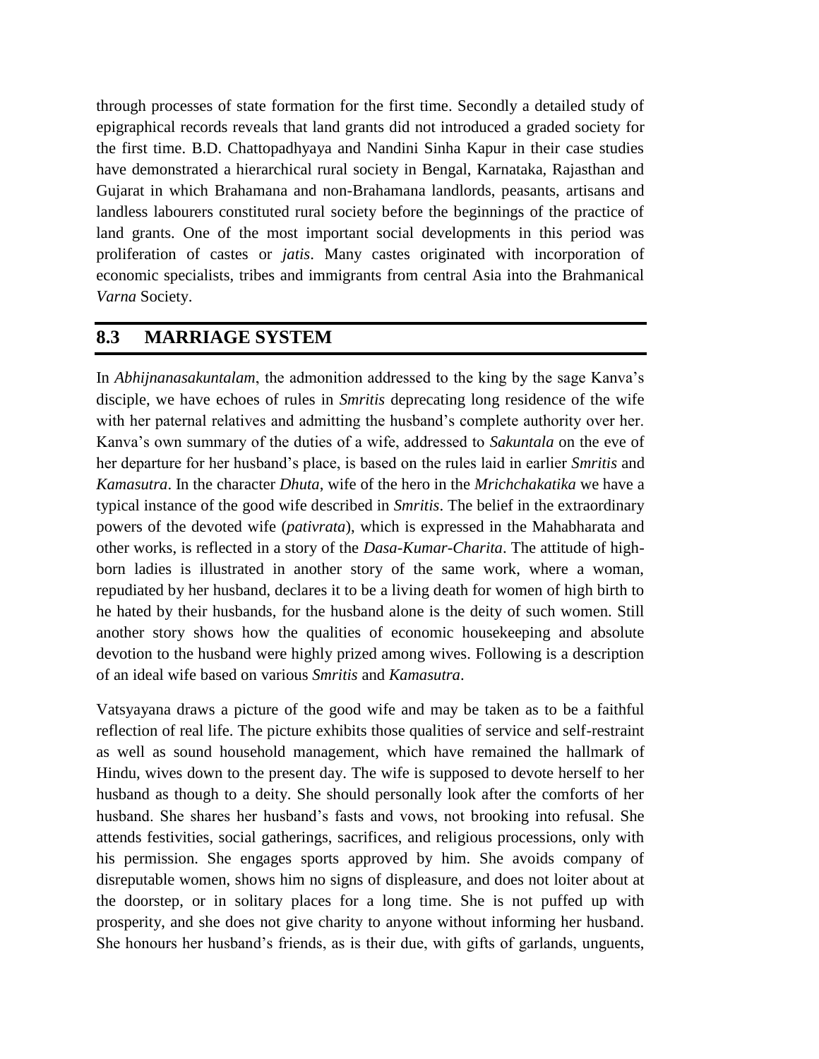through processes of state formation for the first time. Secondly a detailed study of epigraphical records reveals that land grants did not introduced a graded society for the first time. B.D. Chattopadhyaya and Nandini Sinha Kapur in their case studies have demonstrated a hierarchical rural society in Bengal, Karnataka, Rajasthan and Gujarat in which Brahamana and non-Brahamana landlords, peasants, artisans and landless labourers constituted rural society before the beginnings of the practice of land grants. One of the most important social developments in this period was proliferation of castes or *jatis*. Many castes originated with incorporation of economic specialists, tribes and immigrants from central Asia into the Brahmanical *Varna* Society.

## 8.3 MARRIAGE SYSTEM

In *Abhijnanasakuntalam*, the admonition addressed to the king by the sage Kanva's disciple, we have echoes of rules in *Smritis* deprecating long residence of the wife with her paternal relatives and admitting the husband's complete authority over her. Kanva's own summary of the duties of a wife, addressed to *Sakuntala* on the eve of her departure for her husband's place, is based on the rules laid in earlier *Smritis* and *Kamasutra*. In the character *Dhuta*, wife of the hero in the *Mrichchakatika* we have a typical instance of the good wife described in *Smritis*. The belief in the extraordinary powers of the devoted wife (*pativrata*), which is expressed in the Mahabharata and other works, is reflected in a story of the *Dasa-Kumar-Charita*. The attitude of high-born ladies is illustrated in another story of the same work, where a woman, repudiated by her husband, declares it to be a living death for women of high birth to he hated by their husbands, for the husband alone is the deity of such women. Still another story shows how the qualities of economic housekeeping and absolute devotion to the husband were highly prized among wives. Following is a description of an ideal wife based on various *Smritis* and *Kamasutra*.

Vatsyayana draws a picture of the good wife and may be taken as to be a faithful reflection of real life. The picture exhibits those qualities of service and self-restraint as well as sound household management, which have remained the hallmark of Hindu, wives down to the present day. The wife is supposed to devote herself to her husband as though to a deity. She should personally look after the comforts of her husband. She shares her husband's fasts and vows, not brooking into refusal. She attends festivities, social gatherings, sacrifices, and religious processions, only with his permission. She engages sports approved by him. She avoids company of disreputable women, shows him no signs of displeasure, and does not loiter about at the doorstep, or in solitary places for a long time. She is not puffed up with prosperity, and she does not give charity to anyone without informing her husband. She honours her husband's friends, as is their due, with gifts of garlands, unguents,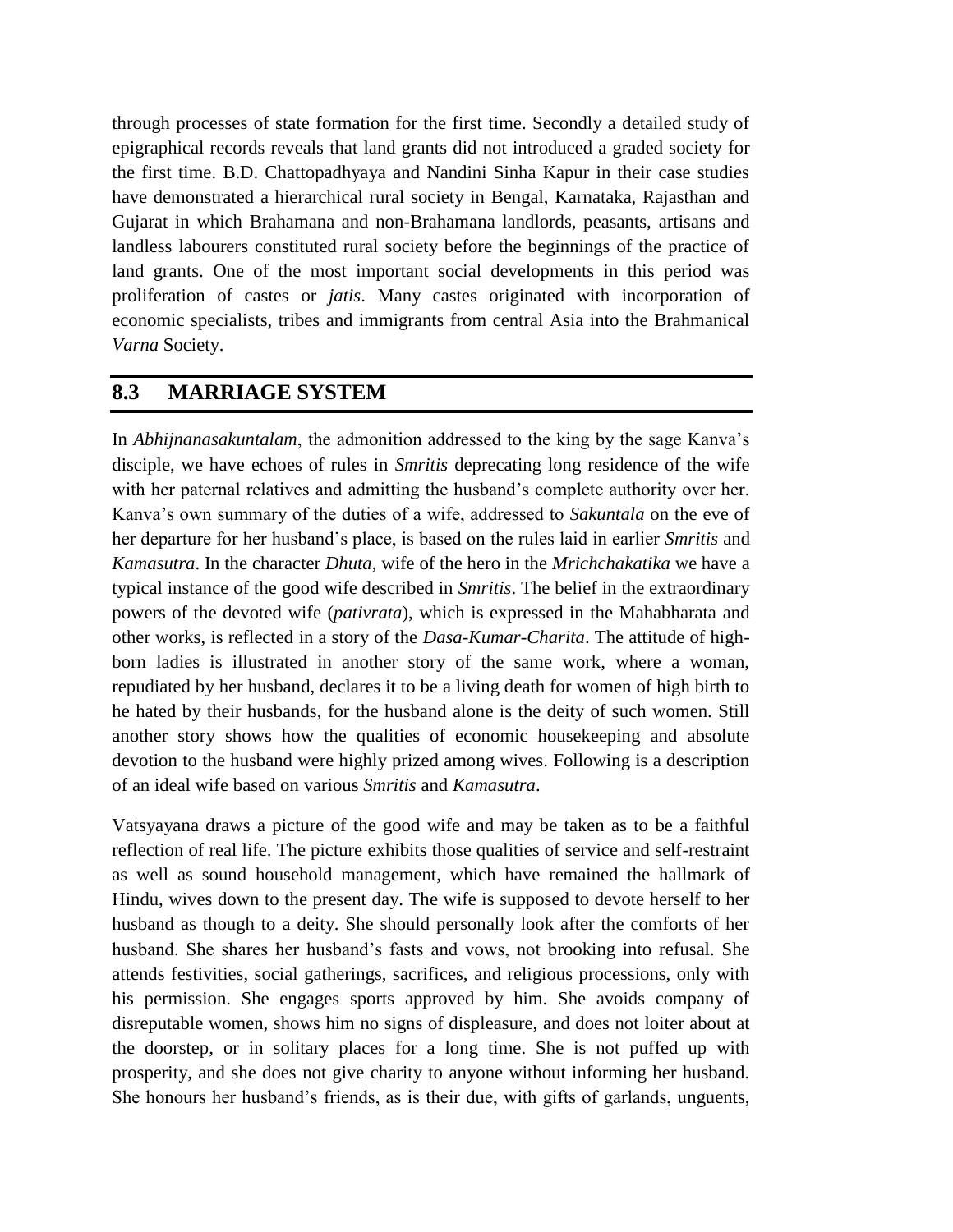through processes of state formation for the first time. Secondly a detailed study of epigraphical records reveals that land grants did not introduced a graded society for the first time. B.D. Chattopadhyaya and Nandini Sinha Kapur in their case studies have demonstrated a hierarchical rural society in Bengal, Karnataka, Rajasthan and Gujarat in which Brahamana and non-Brahamana landlords, peasants, artisans and landless labourers constituted rural society before the beginnings of the practice of land grants. One of the most important social developments in this period was proliferation of castes or *jatis*. Many castes originated with incorporation of economic specialists, tribes and immigrants from central Asia into the Brahmanical *Varna* Society.

## 8.3 MARRIAGE SYSTEM

In *Abhijnanasakuntalam*, the admonition addressed to the king by the sage Kanva's disciple, we have echoes of rules in *Smritis* deprecating long residence of the wife with her paternal relatives and admitting the husband's complete authority over her. Kanva's own summary of the duties of a wife, addressed to *Sakuntala* on the eve of her departure for her husband's place, is based on the rules laid in earlier *Smritis* and *Kamasutra*. In the character *Dhuta*, wife of the hero in the *Mrichchakatika* we have a typical instance of the good wife described in *Smritis*. The belief in the extraordinary powers of the devoted wife (*pativrata*), which is expressed in the Mahabharata and other works, is reflected in a story of the *Dasa-Kumar-Charita*. The attitude of high-born ladies is illustrated in another story of the same work, where a woman, repudiated by her husband, declares it to be a living death for women of high birth to he hated by their husbands, for the husband alone is the deity of such women. Still another story shows how the qualities of economic housekeeping and absolute devotion to the husband were highly prized among wives. Following is a description of an ideal wife based on various *Smritis* and *Kamasutra*.

Vatsyayana draws a picture of the good wife and may be taken as to be a faithful reflection of real life. The picture exhibits those qualities of service and self-restraint as well as sound household management, which have remained the hallmark of Hindu, wives down to the present day. The wife is supposed to devote herself to her husband as though to a deity. She should personally look after the comforts of her husband. She shares her husband's fasts and vows, not brooking into refusal. She attends festivities, social gatherings, sacrifices, and religious processions, only with his permission. She engages sports approved by him. She avoids company of disreputable women, shows him no signs of displeasure, and does not loiter about at the doorstep, or in solitary places for a long time. She is not puffed up with prosperity, and she does not give charity to anyone without informing her husband. She honours her husband's friends, as is their due, with gifts of garlands, unguents,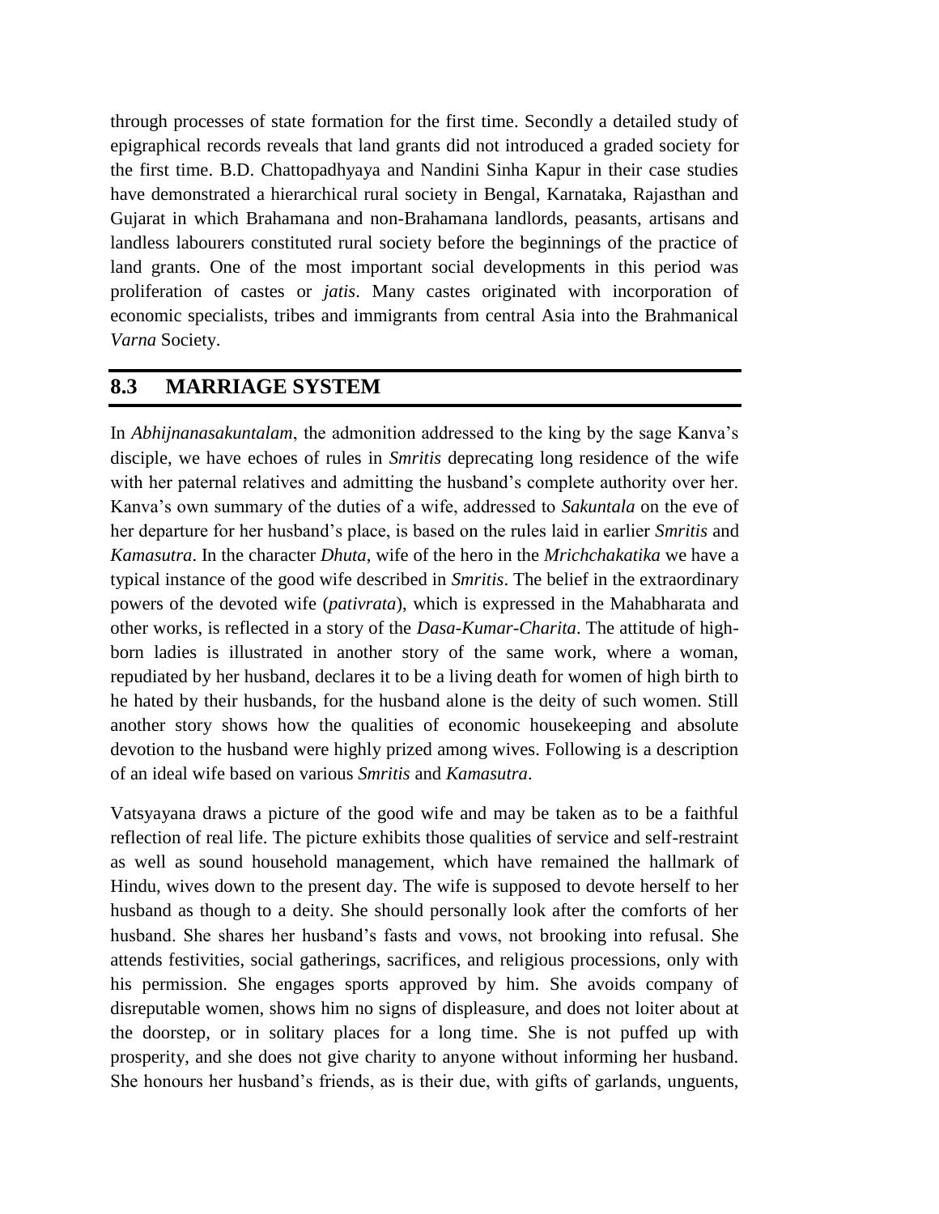through processes of state formation for the first time. Secondly a detailed study of epigraphical records reveals that land grants did not introduced a graded society for the first time. B.D. Chattopadhyaya and Nandini Sinha Kapur in their case studies have demonstrated a hierarchical rural society in Bengal, Karnataka, Rajasthan and Gujarat in which Brahamana and non-Brahamana landlords, peasants, artisans and landless labourers constituted rural society before the beginnings of the practice of land grants. One of the most important social developments in this period was proliferation of castes or *jatis*. Many castes originated with incorporation of economic specialists, tribes and immigrants from central Asia into the Brahmanical *Varna* Society.

## 8.3 MARRIAGE SYSTEM

In *Abhijnanasakuntalam*, the admonition addressed to the king by the sage Kanva's disciple, we have echoes of rules in *Smritis* deprecating long residence of the wife with her paternal relatives and admitting the husband's complete authority over her. Kanva's own summary of the duties of a wife, addressed to *Sakuntala* on the eve of her departure for her husband's place, is based on the rules laid in earlier *Smritis* and *Kamasutra*. In the character *Dhuta*, wife of the hero in the *Mrichchakatika* we have a typical instance of the good wife described in *Smritis*. The belief in the extraordinary powers of the devoted wife (*pativrata*), which is expressed in the Mahabharata and other works, is reflected in a story of the *Dasa-Kumar-Charita*. The attitude of high-born ladies is illustrated in another story of the same work, where a woman, repudiated by her husband, declares it to be a living death for women of high birth to he hated by their husbands, for the husband alone is the deity of such women. Still another story shows how the qualities of economic housekeeping and absolute devotion to the husband were highly prized among wives. Following is a description of an ideal wife based on various *Smritis* and *Kamasutra*.

Vatsyayana draws a picture of the good wife and may be taken as to be a faithful reflection of real life. The picture exhibits those qualities of service and self-restraint as well as sound household management, which have remained the hallmark of Hindu, wives down to the present day. The wife is supposed to devote herself to her husband as though to a deity. She should personally look after the comforts of her husband. She shares her husband's fasts and vows, not brooking into refusal. She attends festivities, social gatherings, sacrifices, and religious processions, only with his permission. She engages sports approved by him. She avoids company of disreputable women, shows him no signs of displeasure, and does not loiter about at the doorstep, or in solitary places for a long time. She is not puffed up with prosperity, and she does not give charity to anyone without informing her husband. She honours her husband's friends, as is their due, with gifts of garlands, unguents,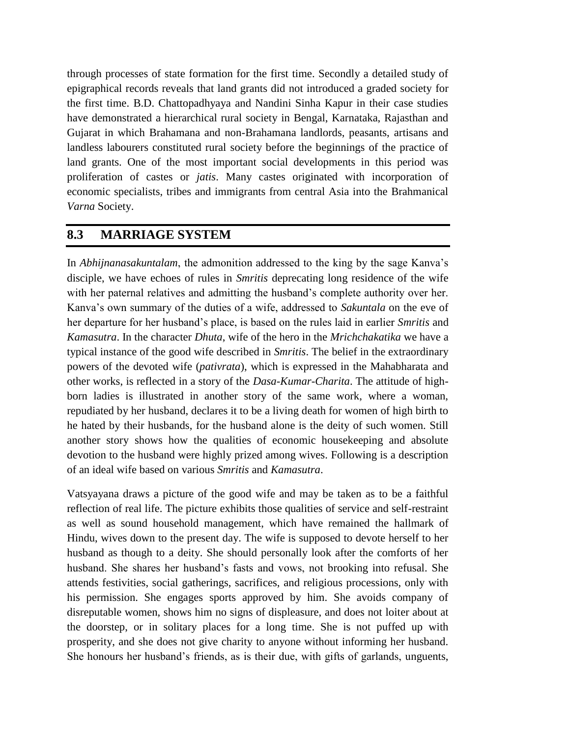through processes of state formation for the first time. Secondly a detailed study of epigraphical records reveals that land grants did not introduced a graded society for the first time. B.D. Chattopadhyaya and Nandini Sinha Kapur in their case studies have demonstrated a hierarchical rural society in Bengal, Karnataka, Rajasthan and Gujarat in which Brahamana and non-Brahamana landlords, peasants, artisans and landless labourers constituted rural society before the beginnings of the practice of land grants. One of the most important social developments in this period was proliferation of castes or *jatis*. Many castes originated with incorporation of economic specialists, tribes and immigrants from central Asia into the Brahmanical *Varna* Society.

## 8.3 MARRIAGE SYSTEM

In *Abhijnanasakuntalam*, the admonition addressed to the king by the sage Kanva's disciple, we have echoes of rules in *Smritis* deprecating long residence of the wife with her paternal relatives and admitting the husband's complete authority over her. Kanva's own summary of the duties of a wife, addressed to *Sakuntala* on the eve of her departure for her husband's place, is based on the rules laid in earlier *Smritis* and *Kamasutra*. In the character *Dhuta*, wife of the hero in the *Mrichchakatika* we have a typical instance of the good wife described in *Smritis*. The belief in the extraordinary powers of the devoted wife (*pativrata*), which is expressed in the Mahabharata and other works, is reflected in a story of the *Dasa-Kumar-Charita*. The attitude of high-born ladies is illustrated in another story of the same work, where a woman, repudiated by her husband, declares it to be a living death for women of high birth to he hated by their husbands, for the husband alone is the deity of such women. Still another story shows how the qualities of economic housekeeping and absolute devotion to the husband were highly prized among wives. Following is a description of an ideal wife based on various *Smritis* and *Kamasutra*.

Vatsyayana draws a picture of the good wife and may be taken as to be a faithful reflection of real life. The picture exhibits those qualities of service and self-restraint as well as sound household management, which have remained the hallmark of Hindu, wives down to the present day. The wife is supposed to devote herself to her husband as though to a deity. She should personally look after the comforts of her husband. She shares her husband's fasts and vows, not brooking into refusal. She attends festivities, social gatherings, sacrifices, and religious processions, only with his permission. She engages sports approved by him. She avoids company of disreputable women, shows him no signs of displeasure, and does not loiter about at the doorstep, or in solitary places for a long time. She is not puffed up with prosperity, and she does not give charity to anyone without informing her husband. She honours her husband's friends, as is their due, with gifts of garlands, unguents,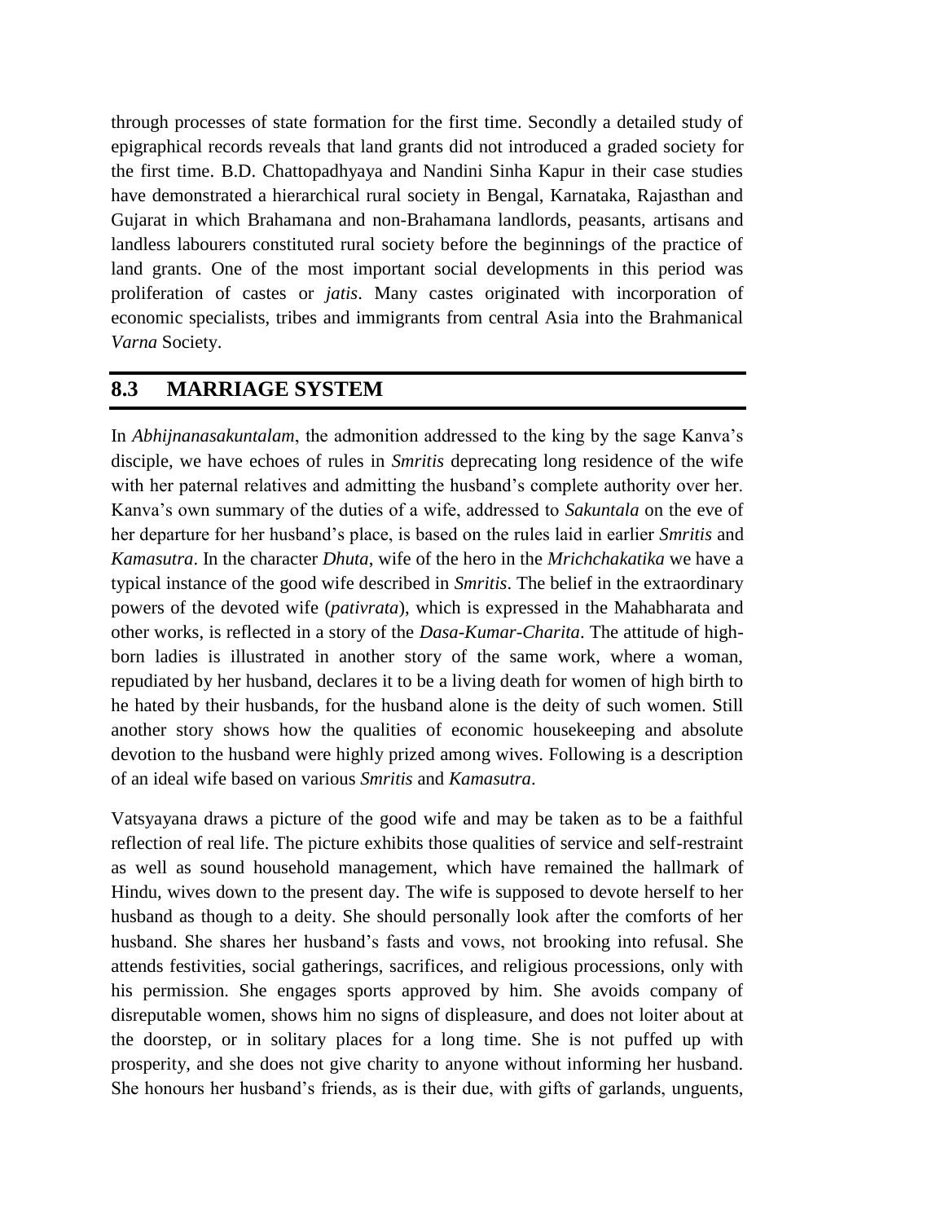through processes of state formation for the first time. Secondly a detailed study of epigraphical records reveals that land grants did not introduced a graded society for the first time. B.D. Chattopadhyaya and Nandini Sinha Kapur in their case studies have demonstrated a hierarchical rural society in Bengal, Karnataka, Rajasthan and Gujarat in which Brahamana and non-Brahamana landlords, peasants, artisans and landless labourers constituted rural society before the beginnings of the practice of land grants. One of the most important social developments in this period was proliferation of castes or *jatis*. Many castes originated with incorporation of economic specialists, tribes and immigrants from central Asia into the Brahmanical *Varna* Society.

## 8.3 MARRIAGE SYSTEM

In *Abhijnanasakuntalam*, the admonition addressed to the king by the sage Kanva's disciple, we have echoes of rules in *Smritis* deprecating long residence of the wife with her paternal relatives and admitting the husband's complete authority over her. Kanva's own summary of the duties of a wife, addressed to *Sakuntala* on the eve of her departure for her husband's place, is based on the rules laid in earlier *Smritis* and *Kamasutra*. In the character *Dhuta*, wife of the hero in the *Mrichchakatika* we have a typical instance of the good wife described in *Smritis*. The belief in the extraordinary powers of the devoted wife (*pativrata*), which is expressed in the Mahabharata and other works, is reflected in a story of the *Dasa-Kumar-Charita*. The attitude of high-born ladies is illustrated in another story of the same work, where a woman, repudiated by her husband, declares it to be a living death for women of high birth to he hated by their husbands, for the husband alone is the deity of such women. Still another story shows how the qualities of economic housekeeping and absolute devotion to the husband were highly prized among wives. Following is a description of an ideal wife based on various *Smritis* and *Kamasutra*.

Vatsyayana draws a picture of the good wife and may be taken as to be a faithful reflection of real life. The picture exhibits those qualities of service and self-restraint as well as sound household management, which have remained the hallmark of Hindu, wives down to the present day. The wife is supposed to devote herself to her husband as though to a deity. She should personally look after the comforts of her husband. She shares her husband's fasts and vows, not brooking into refusal. She attends festivities, social gatherings, sacrifices, and religious processions, only with his permission. She engages sports approved by him. She avoids company of disreputable women, shows him no signs of displeasure, and does not loiter about at the doorstep, or in solitary places for a long time. She is not puffed up with prosperity, and she does not give charity to anyone without informing her husband. She honours her husband's friends, as is their due, with gifts of garlands, unguents,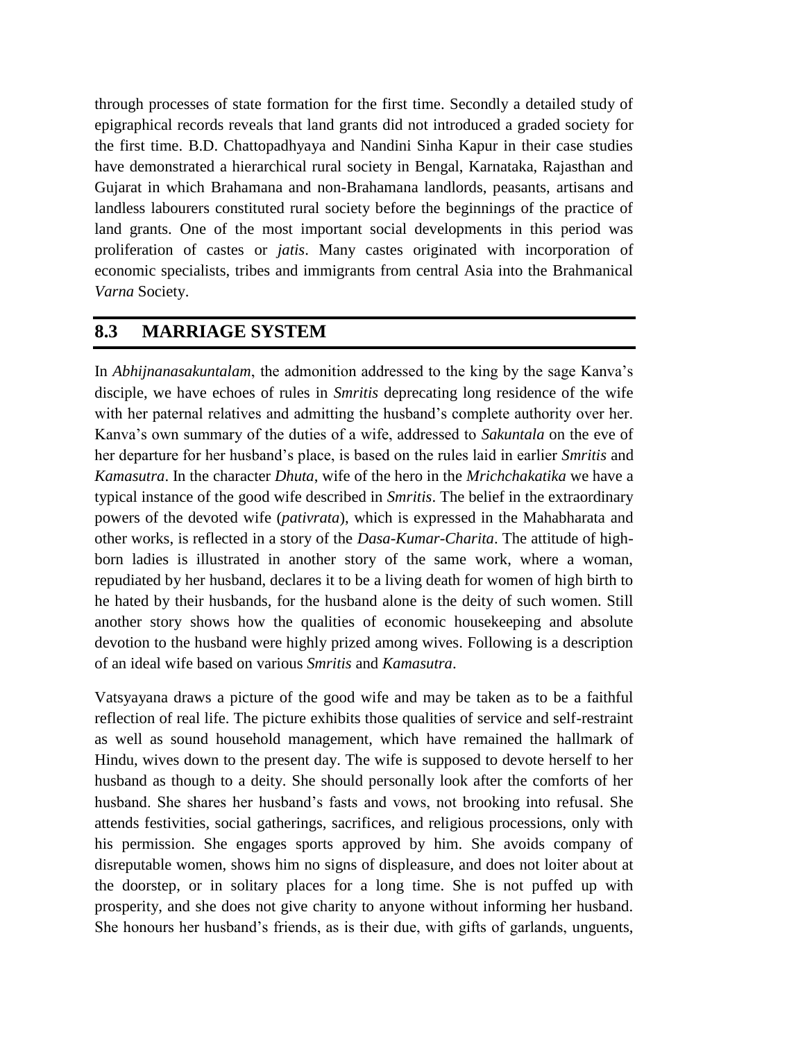through processes of state formation for the first time. Secondly a detailed study of epigraphical records reveals that land grants did not introduced a graded society for the first time. B.D. Chattopadhyaya and Nandini Sinha Kapur in their case studies have demonstrated a hierarchical rural society in Bengal, Karnataka, Rajasthan and Gujarat in which Brahamana and non-Brahamana landlords, peasants, artisans and landless labourers constituted rural society before the beginnings of the practice of land grants. One of the most important social developments in this period was proliferation of castes or *jatis*. Many castes originated with incorporation of economic specialists, tribes and immigrants from central Asia into the Brahmanical *Varna* Society.

## 8.3 MARRIAGE SYSTEM

In *Abhijnanasakuntalam*, the admonition addressed to the king by the sage Kanva's disciple, we have echoes of rules in *Smritis* deprecating long residence of the wife with her paternal relatives and admitting the husband's complete authority over her. Kanva's own summary of the duties of a wife, addressed to *Sakuntala* on the eve of her departure for her husband's place, is based on the rules laid in earlier *Smritis* and *Kamasutra*. In the character *Dhuta*, wife of the hero in the *Mrichchakatika* we have a typical instance of the good wife described in *Smritis*. The belief in the extraordinary powers of the devoted wife (*pativrata*), which is expressed in the Mahabharata and other works, is reflected in a story of the *Dasa-Kumar-Charita*. The attitude of high-born ladies is illustrated in another story of the same work, where a woman, repudiated by her husband, declares it to be a living death for women of high birth to he hated by their husbands, for the husband alone is the deity of such women. Still another story shows how the qualities of economic housekeeping and absolute devotion to the husband were highly prized among wives. Following is a description of an ideal wife based on various *Smritis* and *Kamasutra*.

Vatsyayana draws a picture of the good wife and may be taken as to be a faithful reflection of real life. The picture exhibits those qualities of service and self-restraint as well as sound household management, which have remained the hallmark of Hindu, wives down to the present day. The wife is supposed to devote herself to her husband as though to a deity. She should personally look after the comforts of her husband. She shares her husband's fasts and vows, not brooking into refusal. She attends festivities, social gatherings, sacrifices, and religious processions, only with his permission. She engages sports approved by him. She avoids company of disreputable women, shows him no signs of displeasure, and does not loiter about at the doorstep, or in solitary places for a long time. She is not puffed up with prosperity, and she does not give charity to anyone without informing her husband. She honours her husband's friends, as is their due, with gifts of garlands, unguents,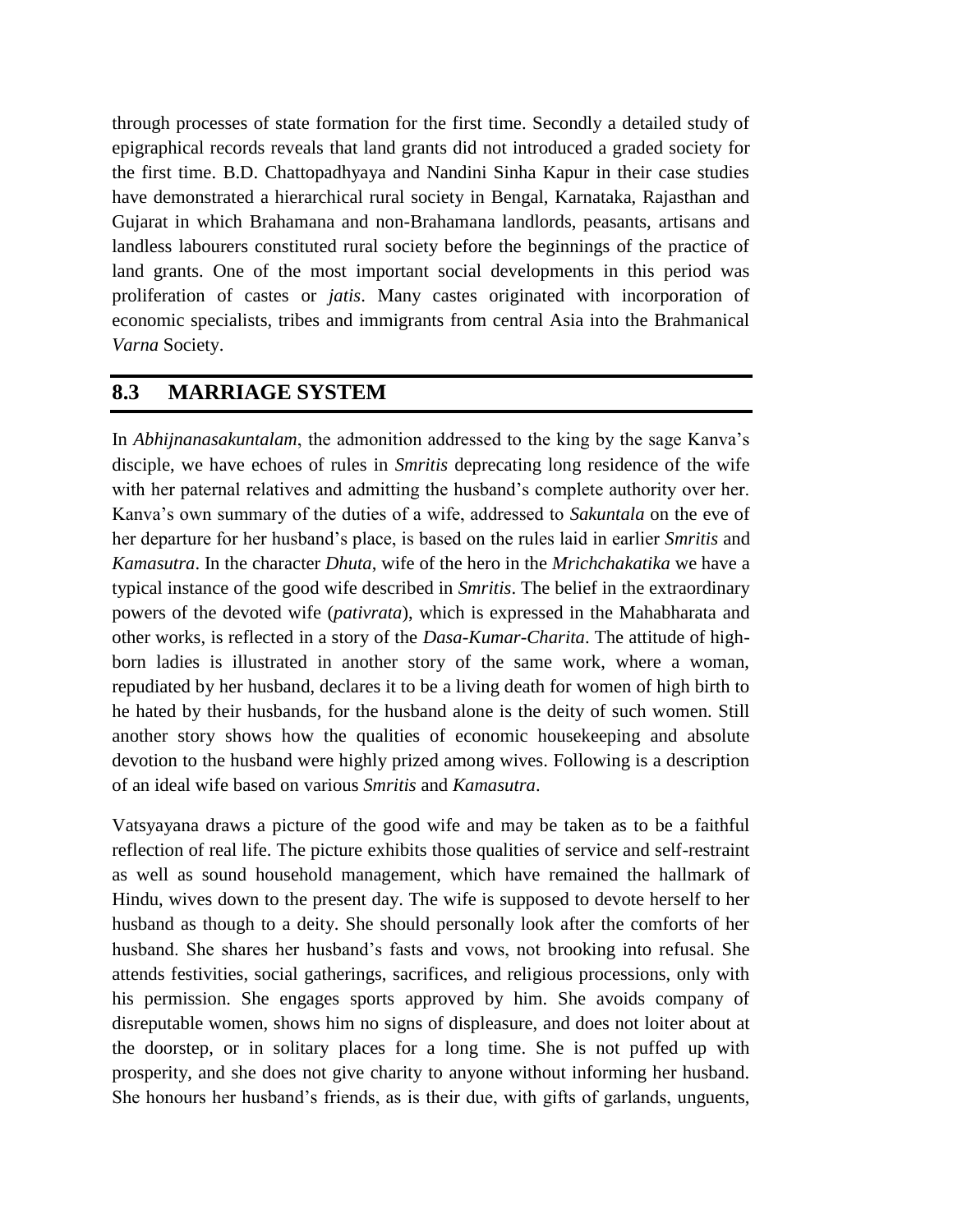through processes of state formation for the first time. Secondly a detailed study of epigraphical records reveals that land grants did not introduced a graded society for the first time. B.D. Chattopadhyaya and Nandini Sinha Kapur in their case studies have demonstrated a hierarchical rural society in Bengal, Karnataka, Rajasthan and Gujarat in which Brahamana and non-Brahamana landlords, peasants, artisans and landless labourers constituted rural society before the beginnings of the practice of land grants. One of the most important social developments in this period was proliferation of castes or *jatis*. Many castes originated with incorporation of economic specialists, tribes and immigrants from central Asia into the Brahmanical *Varna* Society.

## 8.3 MARRIAGE SYSTEM

In *Abhijnanasakuntalam*, the admonition addressed to the king by the sage Kanva's disciple, we have echoes of rules in *Smritis* deprecating long residence of the wife with her paternal relatives and admitting the husband's complete authority over her. Kanva's own summary of the duties of a wife, addressed to *Sakuntala* on the eve of her departure for her husband's place, is based on the rules laid in earlier *Smritis* and *Kamasutra*. In the character *Dhuta*, wife of the hero in the *Mrichchakatika* we have a typical instance of the good wife described in *Smritis*. The belief in the extraordinary powers of the devoted wife (*pativrata*), which is expressed in the Mahabharata and other works, is reflected in a story of the *Dasa-Kumar-Charita*. The attitude of high-born ladies is illustrated in another story of the same work, where a woman, repudiated by her husband, declares it to be a living death for women of high birth to he hated by their husbands, for the husband alone is the deity of such women. Still another story shows how the qualities of economic housekeeping and absolute devotion to the husband were highly prized among wives. Following is a description of an ideal wife based on various *Smritis* and *Kamasutra*.

Vatsyayana draws a picture of the good wife and may be taken as to be a faithful reflection of real life. The picture exhibits those qualities of service and self-restraint as well as sound household management, which have remained the hallmark of Hindu, wives down to the present day. The wife is supposed to devote herself to her husband as though to a deity. She should personally look after the comforts of her husband. She shares her husband's fasts and vows, not brooking into refusal. She attends festivities, social gatherings, sacrifices, and religious processions, only with his permission. She engages sports approved by him. She avoids company of disreputable women, shows him no signs of displeasure, and does not loiter about at the doorstep, or in solitary places for a long time. She is not puffed up with prosperity, and she does not give charity to anyone without informing her husband. She honours her husband's friends, as is their due, with gifts of garlands, unguents,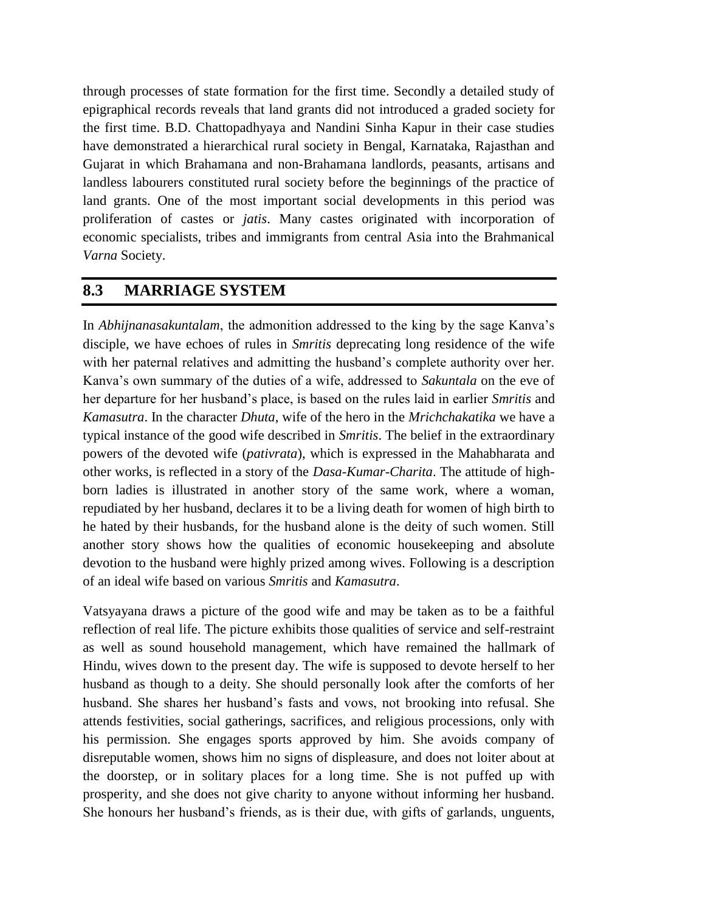through processes of state formation for the first time. Secondly a detailed study of epigraphical records reveals that land grants did not introduced a graded society for the first time. B.D. Chattopadhyaya and Nandini Sinha Kapur in their case studies have demonstrated a hierarchical rural society in Bengal, Karnataka, Rajasthan and Gujarat in which Brahamana and non-Brahamana landlords, peasants, artisans and landless labourers constituted rural society before the beginnings of the practice of land grants. One of the most important social developments in this period was proliferation of castes or *jatis*. Many castes originated with incorporation of economic specialists, tribes and immigrants from central Asia into the Brahmanical *Varna* Society.

## 8.3 MARRIAGE SYSTEM

In *Abhijnanasakuntalam*, the admonition addressed to the king by the sage Kanva's disciple, we have echoes of rules in *Smritis* deprecating long residence of the wife with her paternal relatives and admitting the husband's complete authority over her. Kanva's own summary of the duties of a wife, addressed to *Sakuntala* on the eve of her departure for her husband's place, is based on the rules laid in earlier *Smritis* and *Kamasutra*. In the character *Dhuta*, wife of the hero in the *Mrichchakatika* we have a typical instance of the good wife described in *Smritis*. The belief in the extraordinary powers of the devoted wife (*pativrata*), which is expressed in the Mahabharata and other works, is reflected in a story of the *Dasa-Kumar-Charita*. The attitude of high-born ladies is illustrated in another story of the same work, where a woman, repudiated by her husband, declares it to be a living death for women of high birth to he hated by their husbands, for the husband alone is the deity of such women. Still another story shows how the qualities of economic housekeeping and absolute devotion to the husband were highly prized among wives. Following is a description of an ideal wife based on various *Smritis* and *Kamasutra*.

Vatsyayana draws a picture of the good wife and may be taken as to be a faithful reflection of real life. The picture exhibits those qualities of service and self-restraint as well as sound household management, which have remained the hallmark of Hindu, wives down to the present day. The wife is supposed to devote herself to her husband as though to a deity. She should personally look after the comforts of her husband. She shares her husband's fasts and vows, not brooking into refusal. She attends festivities, social gatherings, sacrifices, and religious processions, only with his permission. She engages sports approved by him. She avoids company of disreputable women, shows him no signs of displeasure, and does not loiter about at the doorstep, or in solitary places for a long time. She is not puffed up with prosperity, and she does not give charity to anyone without informing her husband. She honours her husband's friends, as is their due, with gifts of garlands, unguents,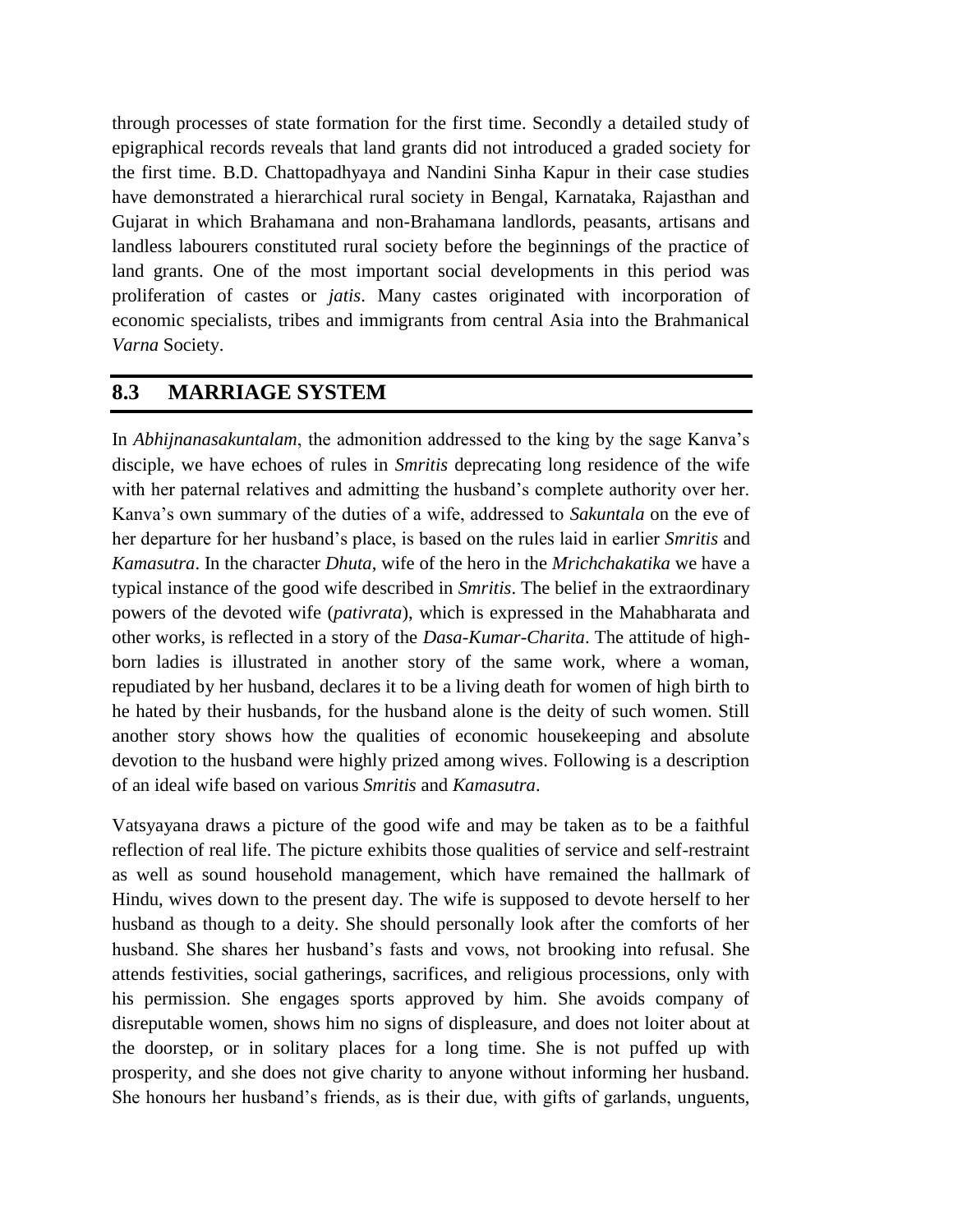through processes of state formation for the first time. Secondly a detailed study of epigraphical records reveals that land grants did not introduced a graded society for the first time. B.D. Chattopadhyaya and Nandini Sinha Kapur in their case studies have demonstrated a hierarchical rural society in Bengal, Karnataka, Rajasthan and Gujarat in which Brahamana and non-Brahamana landlords, peasants, artisans and landless labourers constituted rural society before the beginnings of the practice of land grants. One of the most important social developments in this period was proliferation of castes or *jatis*. Many castes originated with incorporation of economic specialists, tribes and immigrants from central Asia into the Brahmanical *Varna* Society.

## 8.3 MARRIAGE SYSTEM

In *Abhijnanasakuntalam*, the admonition addressed to the king by the sage Kanva's disciple, we have echoes of rules in *Smritis* deprecating long residence of the wife with her paternal relatives and admitting the husband's complete authority over her. Kanva's own summary of the duties of a wife, addressed to *Sakuntala* on the eve of her departure for her husband's place, is based on the rules laid in earlier *Smritis* and *Kamasutra*. In the character *Dhuta*, wife of the hero in the *Mrichchakatika* we have a typical instance of the good wife described in *Smritis*. The belief in the extraordinary powers of the devoted wife (*pativrata*), which is expressed in the Mahabharata and other works, is reflected in a story of the *Dasa-Kumar-Charita*. The attitude of high-born ladies is illustrated in another story of the same work, where a woman, repudiated by her husband, declares it to be a living death for women of high birth to he hated by their husbands, for the husband alone is the deity of such women. Still another story shows how the qualities of economic housekeeping and absolute devotion to the husband were highly prized among wives. Following is a description of an ideal wife based on various *Smritis* and *Kamasutra*.

Vatsyayana draws a picture of the good wife and may be taken as to be a faithful reflection of real life. The picture exhibits those qualities of service and self-restraint as well as sound household management, which have remained the hallmark of Hindu, wives down to the present day. The wife is supposed to devote herself to her husband as though to a deity. She should personally look after the comforts of her husband. She shares her husband's fasts and vows, not brooking into refusal. She attends festivities, social gatherings, sacrifices, and religious processions, only with his permission. She engages sports approved by him. She avoids company of disreputable women, shows him no signs of displeasure, and does not loiter about at the doorstep, or in solitary places for a long time. She is not puffed up with prosperity, and she does not give charity to anyone without informing her husband. She honours her husband's friends, as is their due, with gifts of garlands, unguents,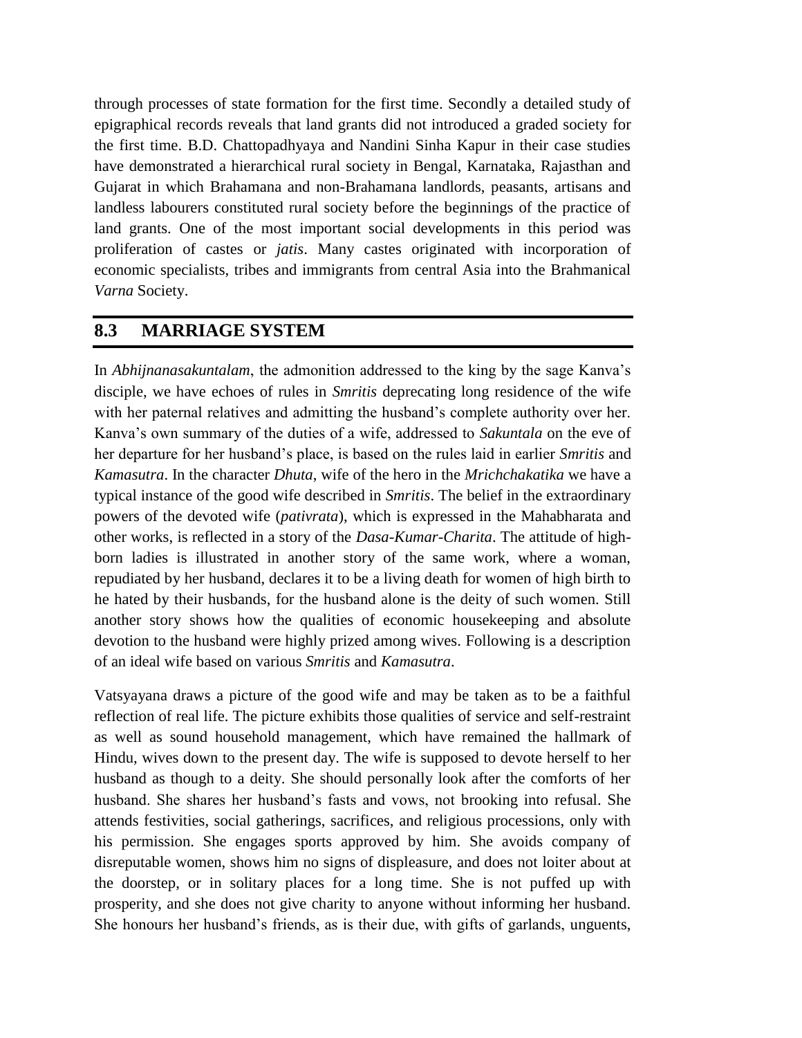through processes of state formation for the first time. Secondly a detailed study of epigraphical records reveals that land grants did not introduced a graded society for the first time. B.D. Chattopadhyaya and Nandini Sinha Kapur in their case studies have demonstrated a hierarchical rural society in Bengal, Karnataka, Rajasthan and Gujarat in which Brahamana and non-Brahamana landlords, peasants, artisans and landless labourers constituted rural society before the beginnings of the practice of land grants. One of the most important social developments in this period was proliferation of castes or *jatis*. Many castes originated with incorporation of economic specialists, tribes and immigrants from central Asia into the Brahmanical *Varna* Society.

## 8.3 MARRIAGE SYSTEM

In *Abhijnanasakuntalam*, the admonition addressed to the king by the sage Kanva's disciple, we have echoes of rules in *Smritis* deprecating long residence of the wife with her paternal relatives and admitting the husband's complete authority over her. Kanva's own summary of the duties of a wife, addressed to *Sakuntala* on the eve of her departure for her husband's place, is based on the rules laid in earlier *Smritis* and *Kamasutra*. In the character *Dhuta*, wife of the hero in the *Mrichchakatika* we have a typical instance of the good wife described in *Smritis*. The belief in the extraordinary powers of the devoted wife (*pativrata*), which is expressed in the Mahabharata and other works, is reflected in a story of the *Dasa-Kumar-Charita*. The attitude of high-born ladies is illustrated in another story of the same work, where a woman, repudiated by her husband, declares it to be a living death for women of high birth to he hated by their husbands, for the husband alone is the deity of such women. Still another story shows how the qualities of economic housekeeping and absolute devotion to the husband were highly prized among wives. Following is a description of an ideal wife based on various *Smritis* and *Kamasutra*.

Vatsyayana draws a picture of the good wife and may be taken as to be a faithful reflection of real life. The picture exhibits those qualities of service and self-restraint as well as sound household management, which have remained the hallmark of Hindu, wives down to the present day. The wife is supposed to devote herself to her husband as though to a deity. She should personally look after the comforts of her husband. She shares her husband's fasts and vows, not brooking into refusal. She attends festivities, social gatherings, sacrifices, and religious processions, only with his permission. She engages sports approved by him. She avoids company of disreputable women, shows him no signs of displeasure, and does not loiter about at the doorstep, or in solitary places for a long time. She is not puffed up with prosperity, and she does not give charity to anyone without informing her husband. She honours her husband's friends, as is their due, with gifts of garlands, unguents,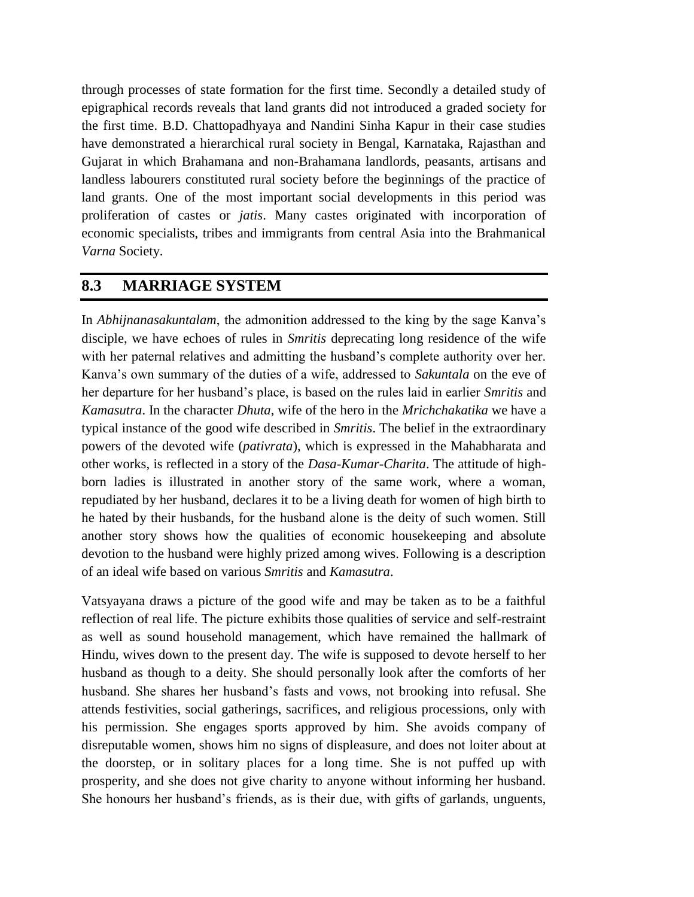through processes of state formation for the first time. Secondly a detailed study of epigraphical records reveals that land grants did not introduced a graded society for the first time. B.D. Chattopadhyaya and Nandini Sinha Kapur in their case studies have demonstrated a hierarchical rural society in Bengal, Karnataka, Rajasthan and Gujarat in which Brahamana and non-Brahamana landlords, peasants, artisans and landless labourers constituted rural society before the beginnings of the practice of land grants. One of the most important social developments in this period was proliferation of castes or *jatis*. Many castes originated with incorporation of economic specialists, tribes and immigrants from central Asia into the Brahmanical *Varna* Society.

## 8.3 MARRIAGE SYSTEM

In *Abhijnanasakuntalam*, the admonition addressed to the king by the sage Kanva's disciple, we have echoes of rules in *Smritis* deprecating long residence of the wife with her paternal relatives and admitting the husband's complete authority over her. Kanva's own summary of the duties of a wife, addressed to *Sakuntala* on the eve of her departure for her husband's place, is based on the rules laid in earlier *Smritis* and *Kamasutra*. In the character *Dhuta*, wife of the hero in the *Mrichchakatika* we have a typical instance of the good wife described in *Smritis*. The belief in the extraordinary powers of the devoted wife (*pativrata*), which is expressed in the Mahabharata and other works, is reflected in a story of the *Dasa-Kumar-Charita*. The attitude of high-born ladies is illustrated in another story of the same work, where a woman, repudiated by her husband, declares it to be a living death for women of high birth to he hated by their husbands, for the husband alone is the deity of such women. Still another story shows how the qualities of economic housekeeping and absolute devotion to the husband were highly prized among wives. Following is a description of an ideal wife based on various *Smritis* and *Kamasutra*.

Vatsyayana draws a picture of the good wife and may be taken as to be a faithful reflection of real life. The picture exhibits those qualities of service and self-restraint as well as sound household management, which have remained the hallmark of Hindu, wives down to the present day. The wife is supposed to devote herself to her husband as though to a deity. She should personally look after the comforts of her husband. She shares her husband's fasts and vows, not brooking into refusal. She attends festivities, social gatherings, sacrifices, and religious processions, only with his permission. She engages sports approved by him. She avoids company of disreputable women, shows him no signs of displeasure, and does not loiter about at the doorstep, or in solitary places for a long time. She is not puffed up with prosperity, and she does not give charity to anyone without informing her husband. She honours her husband's friends, as is their due, with gifts of garlands, unguents,